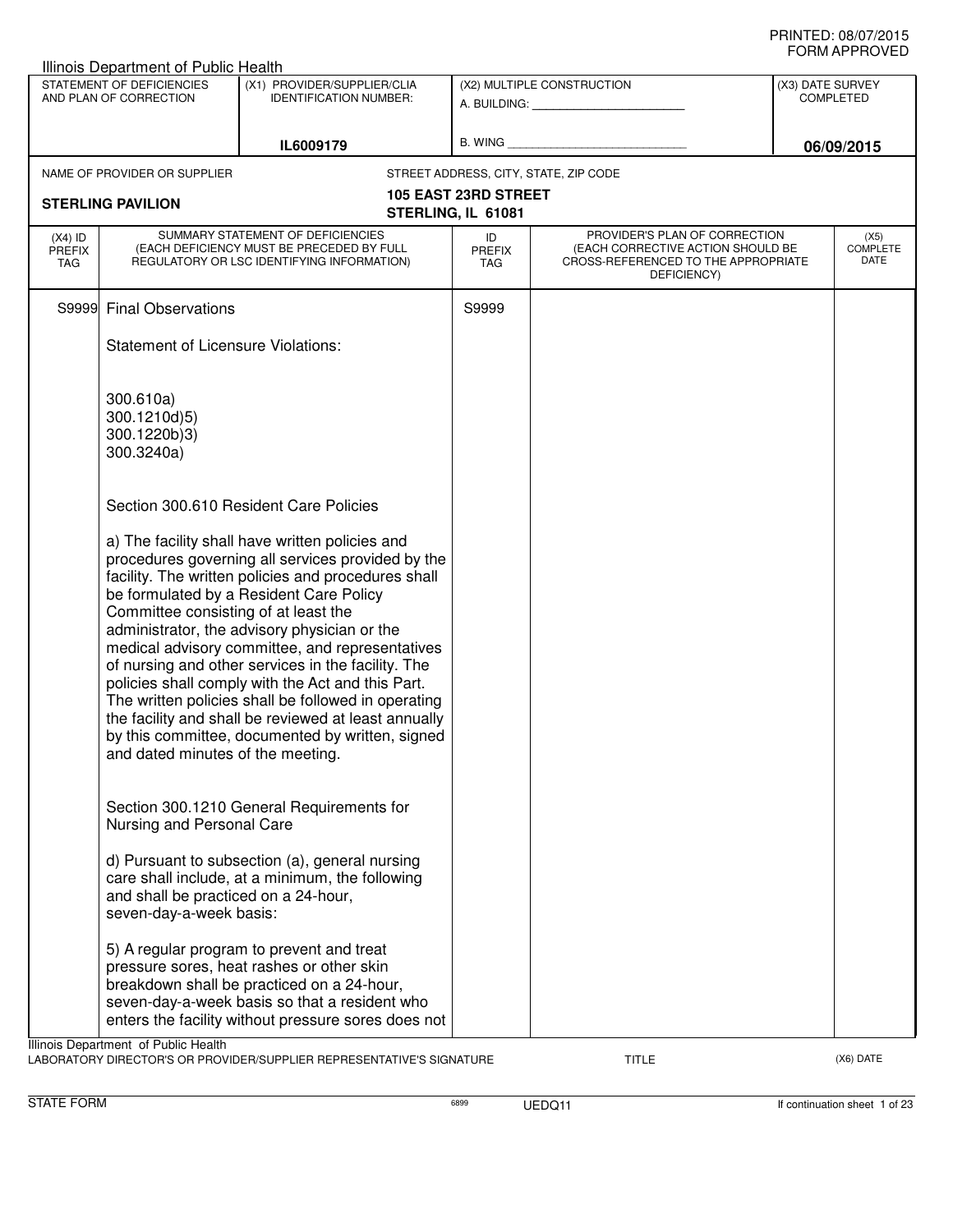PRINTED: 08/07/2015
FORM APPROVED

Illinois Department of Public Health

| STATEMENT OF DEFICIENCIES AND PLAN OF CORRECTION | (X1) PROVIDER/SUPPLIER/CLIA IDENTIFICATION NUMBER: | (X2) MULTIPLE CONSTRUCTION | (X3) DATE SURVEY COMPLETED |
|---|---|---|---|
| | IL6009179 | A. BUILDING: ______ B. WING ______ | 06/09/2015 |

NAME OF PROVIDER OR SUPPLIER: **STERLING PAVILION**

STREET ADDRESS, CITY, STATE, ZIP CODE: **105 EAST 23RD STREET, STERLING, IL 61081**

| (X4) ID PREFIX TAG | SUMMARY STATEMENT OF DEFICIENCIES (EACH DEFICIENCY MUST BE PRECEDED BY FULL REGULATORY OR LSC IDENTIFYING INFORMATION) | ID PREFIX TAG | PROVIDER'S PLAN OF CORRECTION (EACH CORRECTIVE ACTION SHOULD BE CROSS-REFERENCED TO THE APPROPRIATE DEFICIENCY) | (X5) COMPLETE DATE |
|---|---|---|---|---|
| S9999 | Final Observations | S9999 | | |

Statement of Licensure Violations:

300.610a)
300.1210d)5)
300.1220b)3)
300.3240a)

Section 300.610 Resident Care Policies

a) The facility shall have written policies and procedures governing all services provided by the facility. The written policies and procedures shall be formulated by a Resident Care Policy Committee consisting of at least the administrator, the advisory physician or the medical advisory committee, and representatives of nursing and other services in the facility. The policies shall comply with the Act and this Part. The written policies shall be followed in operating the facility and shall be reviewed at least annually by this committee, documented by written, signed and dated minutes of the meeting.

Section 300.1210 General Requirements for Nursing and Personal Care

d) Pursuant to subsection (a), general nursing care shall include, at a minimum, the following and shall be practiced on a 24-hour, seven-day-a-week basis:

5) A regular program to prevent and treat pressure sores, heat rashes or other skin breakdown shall be practiced on a 24-hour, seven-day-a-week basis so that a resident who enters the facility without pressure sores does not

Illinois Department of Public Health
LABORATORY DIRECTOR'S OR PROVIDER/SUPPLIER REPRESENTATIVE'S SIGNATURE | TITLE | (X6) DATE

STATE FORM 6899 UEDQ11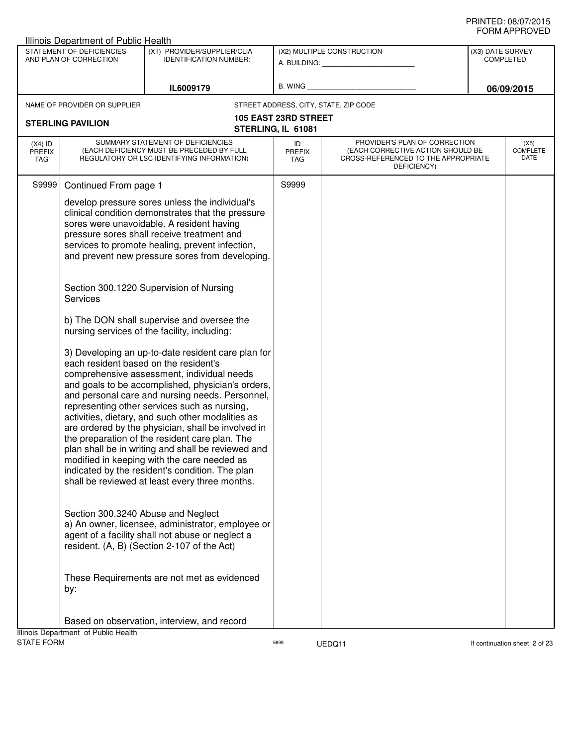PRINTED: 08/07/2015
FORM APPROVED

Illinois Department of Public Health

| STATEMENT OF DEFICIENCIES AND PLAN OF CORRECTION | (X1) PROVIDER/SUPPLIER/CLIA IDENTIFICATION NUMBER: | (X2) MULTIPLE CONSTRUCTION | (X3) DATE SURVEY COMPLETED |
|---|---|---|---|
| | IL6009179 | A. BUILDING: _______ B. WING _______ | 06/09/2015 |

NAME OF PROVIDER OR SUPPLIER: **STERLING PAVILION**

STREET ADDRESS, CITY, STATE, ZIP CODE: **105 EAST 23RD STREET, STERLING, IL 61081**

| (X4) ID PREFIX TAG | SUMMARY STATEMENT OF DEFICIENCIES (EACH DEFICIENCY MUST BE PRECEDED BY FULL REGULATORY OR LSC IDENTIFYING INFORMATION) | ID PREFIX TAG | PROVIDER'S PLAN OF CORRECTION (EACH CORRECTIVE ACTION SHOULD BE CROSS-REFERENCED TO THE APPROPRIATE DEFICIENCY) | (X5) COMPLETE DATE |
|---|---|---|---|---|
| S9999 | Continued From page 1 | S9999 | | |

develop pressure sores unless the individual's clinical condition demonstrates that the pressure sores were unavoidable. A resident having pressure sores shall receive treatment and services to promote healing, prevent infection, and prevent new pressure sores from developing.

Section 300.1220 Supervision of Nursing Services

b) The DON shall supervise and oversee the nursing services of the facility, including:

3) Developing an up-to-date resident care plan for each resident based on the resident's comprehensive assessment, individual needs and goals to be accomplished, physician's orders, and personal care and nursing needs. Personnel, representing other services such as nursing, activities, dietary, and such other modalities as are ordered by the physician, shall be involved in the preparation of the resident care plan. The plan shall be in writing and shall be reviewed and modified in keeping with the care needed as indicated by the resident's condition. The plan shall be reviewed at least every three months.

Section 300.3240 Abuse and Neglect
a) An owner, licensee, administrator, employee or agent of a facility shall not abuse or neglect a resident. (A, B) (Section 2-107 of the Act)

These Requirements are not met as evidenced by:

Based on observation, interview, and record

Illinois Department of Public Health
STATE FORM 6899 UEDQ11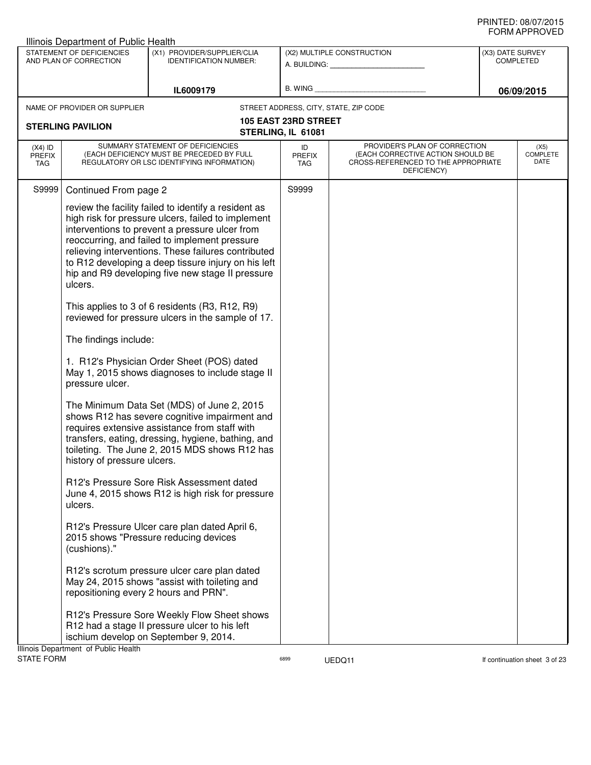Illinois Department of Public Health

| STATEMENT OF DEFICIENCIES AND PLAN OF CORRECTION | (X1) PROVIDER/SUPPLIER/CLIA IDENTIFICATION NUMBER: | (X2) MULTIPLE CONSTRUCTION | (X3) DATE SURVEY COMPLETED |
|---|---|---|---|
| | IL6009179 | A. BUILDING: ______ B. WING ______ | 06/09/2015 |

NAME OF PROVIDER OR SUPPLIER: **STERLING PAVILION**

STREET ADDRESS, CITY, STATE, ZIP CODE: **105 EAST 23RD STREET, STERLING, IL 61081**

| (X4) ID PREFIX TAG | SUMMARY STATEMENT OF DEFICIENCIES (EACH DEFICIENCY MUST BE PRECEDED BY FULL REGULATORY OR LSC IDENTIFYING INFORMATION) | ID PREFIX TAG | PROVIDER'S PLAN OF CORRECTION (EACH CORRECTIVE ACTION SHOULD BE CROSS-REFERENCED TO THE APPROPRIATE DEFICIENCY) | (X5) COMPLETE DATE |
|---|---|---|---|---|
| S9999 | Continued From page 2 | S9999 | | |

review the facility failed to identify a resident as high risk for pressure ulcers, failed to implement interventions to prevent a pressure ulcer from reoccurring, and failed to implement pressure relieving interventions. These failures contributed to R12 developing a deep tissue injury on his left hip and R9 developing five new stage II pressure ulcers.

This applies to 3 of 6 residents (R3, R12, R9) reviewed for pressure ulcers in the sample of 17.

The findings include:

1. R12's Physician Order Sheet (POS) dated May 1, 2015 shows diagnoses to include stage II pressure ulcer.

The Minimum Data Set (MDS) of June 2, 2015 shows R12 has severe cognitive impairment and requires extensive assistance from staff with transfers, eating, dressing, hygiene, bathing, and toileting. The June 2, 2015 MDS shows R12 has history of pressure ulcers.

R12's Pressure Sore Risk Assessment dated June 4, 2015 shows R12 is high risk for pressure ulcers.

R12's Pressure Ulcer care plan dated April 6, 2015 shows "Pressure reducing devices (cushions)."

R12's scrotum pressure ulcer care plan dated May 24, 2015 shows "assist with toileting and repositioning every 2 hours and PRN".

R12's Pressure Sore Weekly Flow Sheet shows R12 had a stage II pressure ulcer to his left ischium develop on September 9, 2014.

Illinois Department of Public Health
STATE FORM 6899 UEDQ11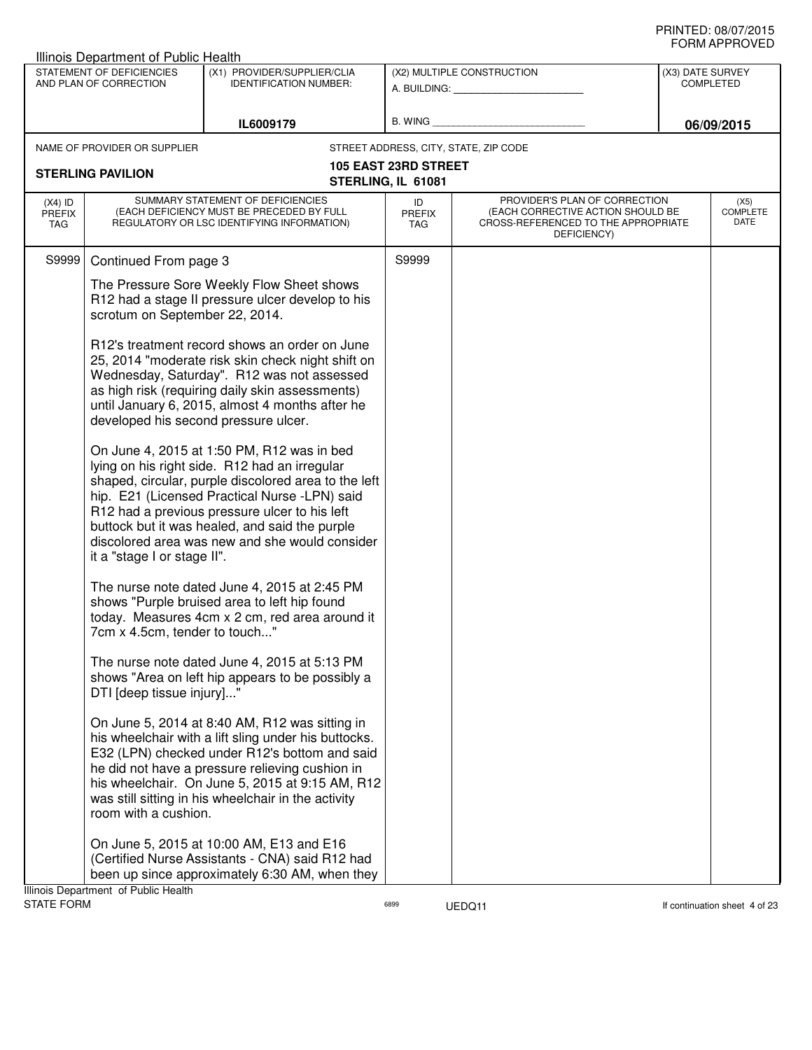Illinois Department of Public Health

| STATEMENT OF DEFICIENCIES AND PLAN OF CORRECTION | (X1) PROVIDER/SUPPLIER/CLIA IDENTIFICATION NUMBER: | (X2) MULTIPLE CONSTRUCTION | (X3) DATE SURVEY COMPLETED |
|---|---|---|---|
| | IL6009179 | A. BUILDING: ______ B. WING ______ | 06/09/2015 |

NAME OF PROVIDER OR SUPPLIER: **STERLING PAVILION**

STREET ADDRESS, CITY, STATE, ZIP CODE: **105 EAST 23RD STREET, STERLING, IL 61081**

| (X4) ID PREFIX TAG | SUMMARY STATEMENT OF DEFICIENCIES (EACH DEFICIENCY MUST BE PRECEDED BY FULL REGULATORY OR LSC IDENTIFYING INFORMATION) | ID PREFIX TAG | PROVIDER'S PLAN OF CORRECTION (EACH CORRECTIVE ACTION SHOULD BE CROSS-REFERENCED TO THE APPROPRIATE DEFICIENCY) | (X5) COMPLETE DATE |
|---|---|---|---|---|
| S9999 | Continued From page 3 | S9999 | | |

The Pressure Sore Weekly Flow Sheet shows R12 had a stage II pressure ulcer develop to his scrotum on September 22, 2014.

R12's treatment record shows an order on June 25, 2014 "moderate risk skin check night shift on Wednesday, Saturday". R12 was not assessed as high risk (requiring daily skin assessments) until January 6, 2015, almost 4 months after he developed his second pressure ulcer.

On June 4, 2015 at 1:50 PM, R12 was in bed lying on his right side. R12 had an irregular shaped, circular, purple discolored area to the left hip. E21 (Licensed Practical Nurse -LPN) said R12 had a previous pressure ulcer to his left buttock but it was healed, and said the purple discolored area was new and she would consider it a "stage I or stage II".

The nurse note dated June 4, 2015 at 2:45 PM shows "Purple bruised area to left hip found today. Measures 4cm x 2 cm, red area around it 7cm x 4.5cm, tender to touch..."

The nurse note dated June 4, 2015 at 5:13 PM shows "Area on left hip appears to be possibly a DTI [deep tissue injury]..."

On June 5, 2014 at 8:40 AM, R12 was sitting in his wheelchair with a lift sling under his buttocks. E32 (LPN) checked under R12's bottom and said he did not have a pressure relieving cushion in his wheelchair. On June 5, 2015 at 9:15 AM, R12 was still sitting in his wheelchair in the activity room with a cushion.

On June 5, 2015 at 10:00 AM, E13 and E16 (Certified Nurse Assistants - CNA) said R12 had been up since approximately 6:30 AM, when they

Illinois Department of Public Health
STATE FORM 6899 UEDQ11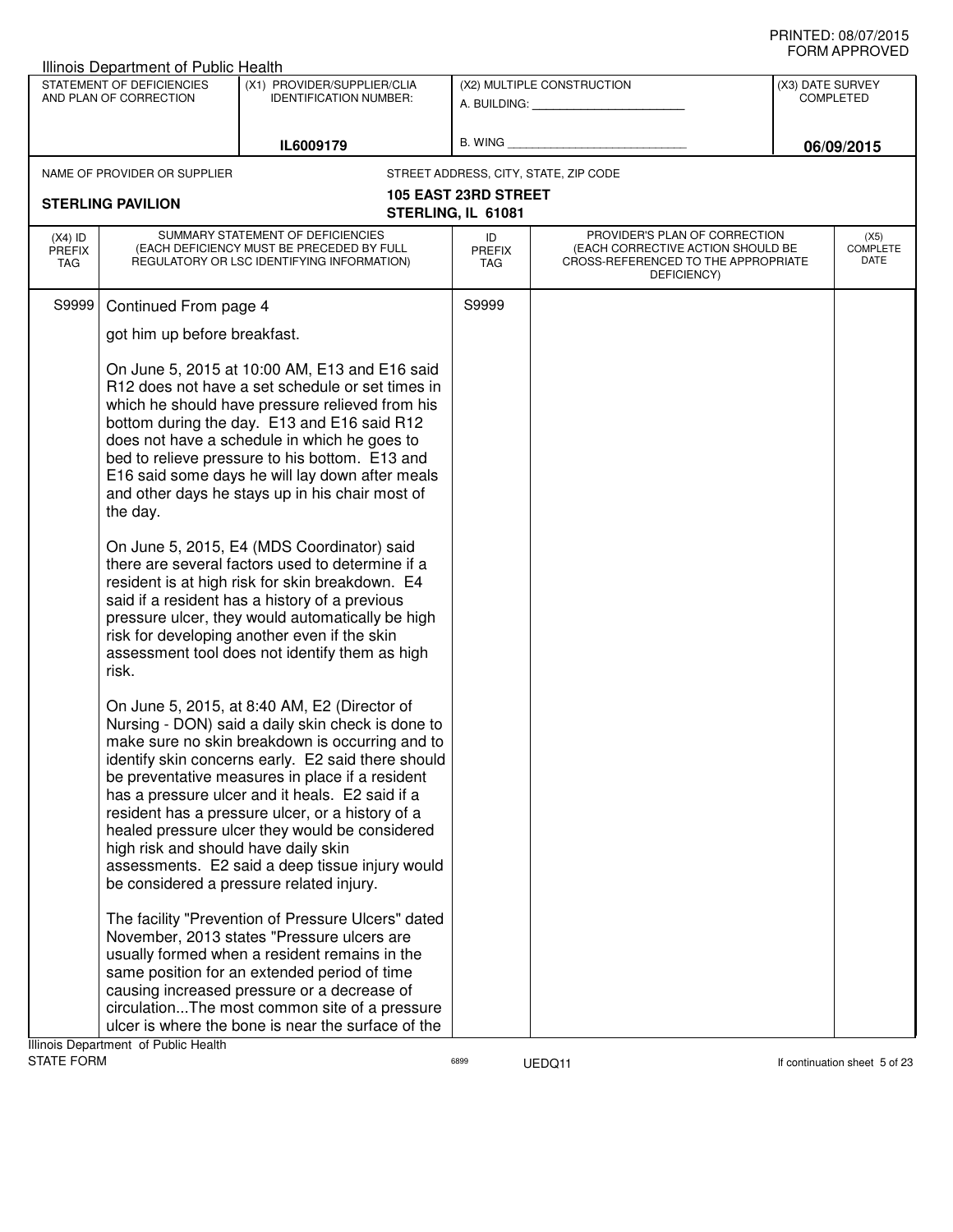Illinois Department of Public Health

| STATEMENT OF DEFICIENCIES AND PLAN OF CORRECTION | (X1) PROVIDER/SUPPLIER/CLIA IDENTIFICATION NUMBER: | (X2) MULTIPLE CONSTRUCTION | (X3) DATE SURVEY COMPLETED |
|---|---|---|---|
| | IL6009179 | A. BUILDING: ______ B. WING ______ | 06/09/2015 |

NAME OF PROVIDER OR SUPPLIER: **STERLING PAVILION**

STREET ADDRESS, CITY, STATE, ZIP CODE: **105 EAST 23RD STREET STERLING, IL 61081**

| (X4) ID PREFIX TAG | SUMMARY STATEMENT OF DEFICIENCIES (EACH DEFICIENCY MUST BE PRECEDED BY FULL REGULATORY OR LSC IDENTIFYING INFORMATION) | ID PREFIX TAG | PROVIDER'S PLAN OF CORRECTION (EACH CORRECTIVE ACTION SHOULD BE CROSS-REFERENCED TO THE APPROPRIATE DEFICIENCY) | (X5) COMPLETE DATE |
|---|---|---|---|---|
| S9999 | Continued From page 4 | S9999 | | |

got him up before breakfast.

On June 5, 2015 at 10:00 AM, E13 and E16 said R12 does not have a set schedule or set times in which he should have pressure relieved from his bottom during the day. E13 and E16 said R12 does not have a schedule in which he goes to bed to relieve pressure to his bottom. E13 and E16 said some days he will lay down after meals and other days he stays up in his chair most of the day.

On June 5, 2015, E4 (MDS Coordinator) said there are several factors used to determine if a resident is at high risk for skin breakdown. E4 said if a resident has a history of a previous pressure ulcer, they would automatically be high risk for developing another even if the skin assessment tool does not identify them as high risk.

On June 5, 2015, at 8:40 AM, E2 (Director of Nursing - DON) said a daily skin check is done to make sure no skin breakdown is occurring and to identify skin concerns early. E2 said there should be preventative measures in place if a resident has a pressure ulcer and it heals. E2 said if a resident has a pressure ulcer, or a history of a healed pressure ulcer they would be considered high risk and should have daily skin assessments. E2 said a deep tissue injury would be considered a pressure related injury.

The facility "Prevention of Pressure Ulcers" dated November, 2013 states "Pressure ulcers are usually formed when a resident remains in the same position for an extended period of time causing increased pressure or a decrease of circulation...The most common site of a pressure ulcer is where the bone is near the surface of the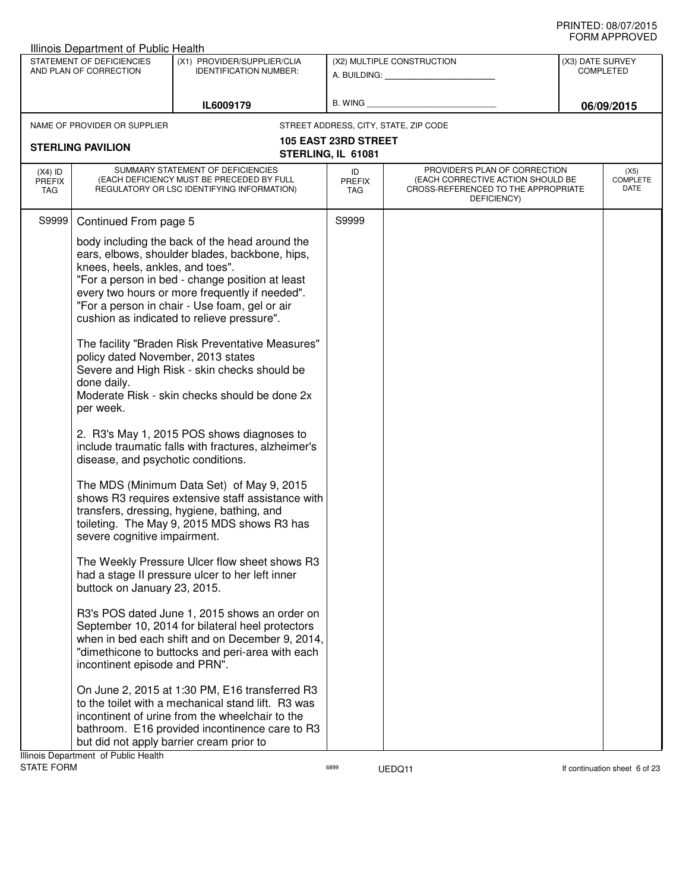PRINTED: 08/07/2015
FORM APPROVED

Illinois Department of Public Health

| STATEMENT OF DEFICIENCIES AND PLAN OF CORRECTION | (X1) PROVIDER/SUPPLIER/CLIA IDENTIFICATION NUMBER: | (X2) MULTIPLE CONSTRUCTION | (X3) DATE SURVEY COMPLETED |
|---|---|---|---|
| | IL6009179 | A. BUILDING: ______ B. WING ______ | 06/09/2015 |

NAME OF PROVIDER OR SUPPLIER: **STERLING PAVILION**

STREET ADDRESS, CITY, STATE, ZIP CODE: **105 EAST 23RD STREET, STERLING, IL 61081**

| (X4) ID PREFIX TAG | SUMMARY STATEMENT OF DEFICIENCIES (EACH DEFICIENCY MUST BE PRECEDED BY FULL REGULATORY OR LSC IDENTIFYING INFORMATION) | ID PREFIX TAG | PROVIDER'S PLAN OF CORRECTION (EACH CORRECTIVE ACTION SHOULD BE CROSS-REFERENCED TO THE APPROPRIATE DEFICIENCY) | (X5) COMPLETE DATE |
|---|---|---|---|---|
| S9999 | Continued From page 5 | S9999 | | |

body including the back of the head around the ears, elbows, shoulder blades, backbone, hips, knees, heels, ankles, and toes".
"For a person in bed - change position at least every two hours or more frequently if needed".
"For a person in chair - Use foam, gel or air cushion as indicated to relieve pressure".

The facility "Braden Risk Preventative Measures" policy dated November, 2013 states
Severe and High Risk - skin checks should be done daily.
Moderate Risk - skin checks should be done 2x per week.

2. R3's May 1, 2015 POS shows diagnoses to include traumatic falls with fractures, alzheimer's disease, and psychotic conditions.

The MDS (Minimum Data Set) of May 9, 2015 shows R3 requires extensive staff assistance with transfers, dressing, hygiene, bathing, and toileting. The May 9, 2015 MDS shows R3 has severe cognitive impairment.

The Weekly Pressure Ulcer flow sheet shows R3 had a stage II pressure ulcer to her left inner buttock on January 23, 2015.

R3's POS dated June 1, 2015 shows an order on September 10, 2014 for bilateral heel protectors when in bed each shift and on December 9, 2014, "dimethicone to buttocks and peri-area with each incontinent episode and PRN".

On June 2, 2015 at 1:30 PM, E16 transferred R3 to the toilet with a mechanical stand lift. R3 was incontinent of urine from the wheelchair to the bathroom. E16 provided incontinence care to R3 but did not apply barrier cream prior to

Illinois Department of Public Health
STATE FORM 6899 UEDQ11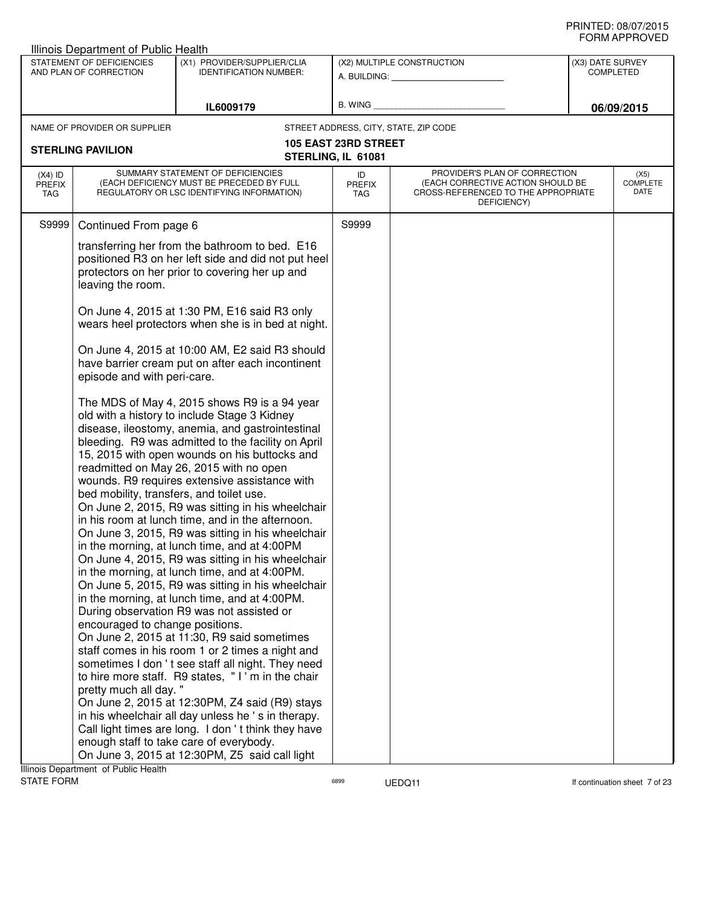Illinois Department of Public Health

| STATEMENT OF DEFICIENCIES AND PLAN OF CORRECTION | (X1) PROVIDER/SUPPLIER/CLIA IDENTIFICATION NUMBER: | (X2) MULTIPLE CONSTRUCTION | (X3) DATE SURVEY COMPLETED |
|---|---|---|---|
| | IL6009179 | A. BUILDING: ________ B. WING ________ | 06/09/2015 |

NAME OF PROVIDER OR SUPPLIER: **STERLING PAVILION**

STREET ADDRESS, CITY, STATE, ZIP CODE: **105 EAST 23RD STREET, STERLING, IL 61081**

| (X4) ID PREFIX TAG | SUMMARY STATEMENT OF DEFICIENCIES (EACH DEFICIENCY MUST BE PRECEDED BY FULL REGULATORY OR LSC IDENTIFYING INFORMATION) | ID PREFIX TAG | PROVIDER'S PLAN OF CORRECTION (EACH CORRECTIVE ACTION SHOULD BE CROSS-REFERENCED TO THE APPROPRIATE DEFICIENCY) | (X5) COMPLETE DATE |
|---|---|---|---|---|
| S9999 | Continued From page 6 | S9999 | | |

transferring her from the bathroom to bed. E16 positioned R3 on her left side and did not put heel protectors on her prior to covering her up and leaving the room.

On June 4, 2015 at 1:30 PM, E16 said R3 only wears heel protectors when she is in bed at night.

On June 4, 2015 at 10:00 AM, E2 said R3 should have barrier cream put on after each incontinent episode and with peri-care.

The MDS of May 4, 2015 shows R9 is a 94 year old with a history to include Stage 3 Kidney disease, ileostomy, anemia, and gastrointestinal bleeding. R9 was admitted to the facility on April 15, 2015 with open wounds on his buttocks and readmitted on May 26, 2015 with no open wounds. R9 requires extensive assistance with bed mobility, transfers, and toilet use.
On June 2, 2015, R9 was sitting in his wheelchair in his room at lunch time, and in the afternoon.
On June 3, 2015, R9 was sitting in his wheelchair in the morning, at lunch time, and at 4:00PM
On June 4, 2015, R9 was sitting in his wheelchair in the morning, at lunch time, and at 4:00PM.
On June 5, 2015, R9 was sitting in his wheelchair in the morning, at lunch time, and at 4:00PM.
During observation R9 was not assisted or encouraged to change positions.
On June 2, 2015 at 11:30, R9 said sometimes staff comes in his room 1 or 2 times a night and sometimes I don ' t see staff all night. They need to hire more staff. R9 states, " I ' m in the chair pretty much all day. "
On June 2, 2015 at 12:30PM, Z4 said (R9) stays in his wheelchair all day unless he ' s in therapy. Call light times are long. I don ' t think they have enough staff to take care of everybody.
On June 3, 2015 at 12:30PM, Z5 said call light

Illinois Department of Public Health
STATE FORM 6899 UEDQ11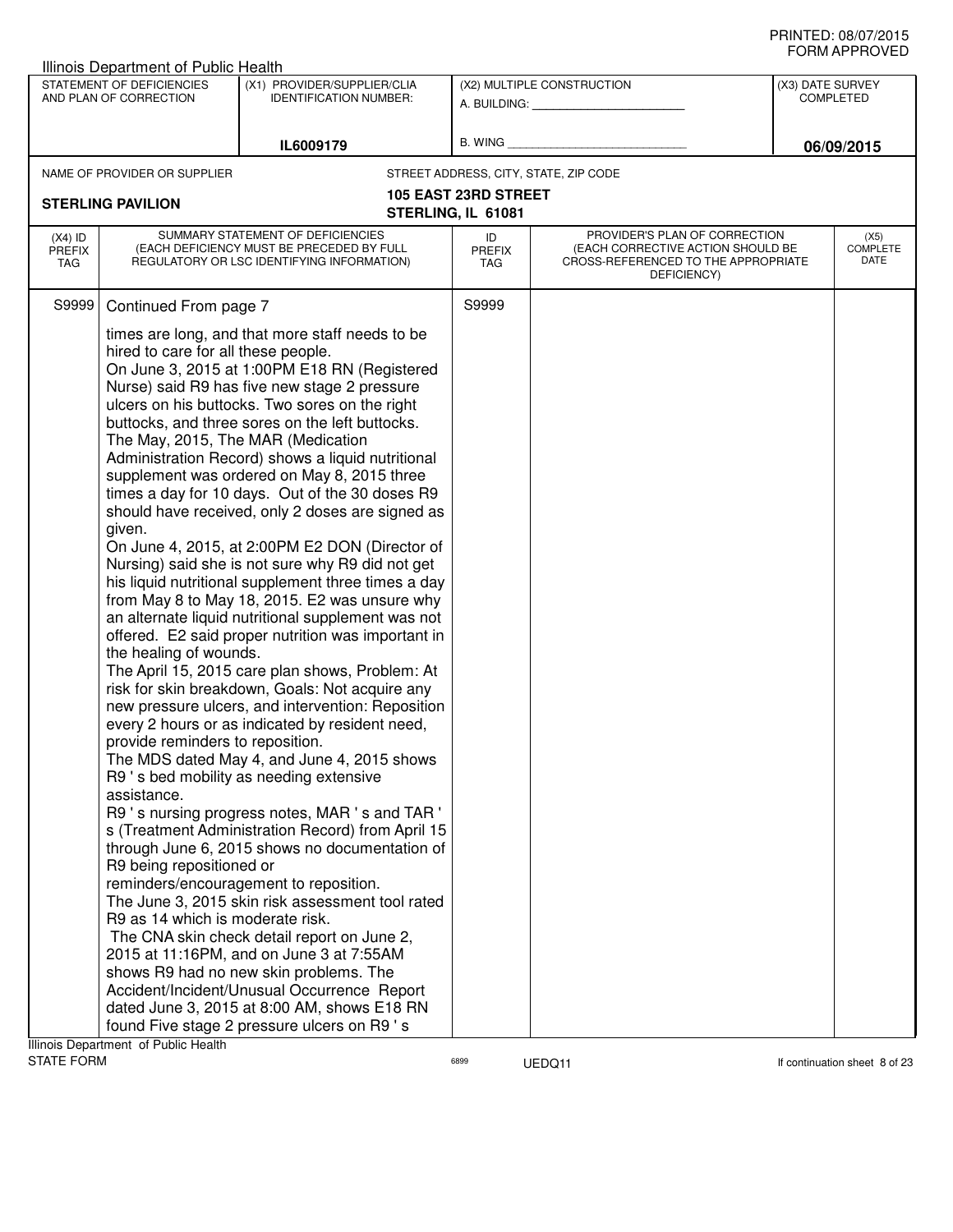Illinois Department of Public Health

| STATEMENT OF DEFICIENCIES AND PLAN OF CORRECTION | (X1) PROVIDER/SUPPLIER/CLIA IDENTIFICATION NUMBER: | (X2) MULTIPLE CONSTRUCTION | (X3) DATE SURVEY COMPLETED |
|---|---|---|---|
| | IL6009179 | A. BUILDING: ___ B. WING ___ | 06/09/2015 |

NAME OF PROVIDER OR SUPPLIER: **STERLING PAVILION**

STREET ADDRESS, CITY, STATE, ZIP CODE: **105 EAST 23RD STREET, STERLING, IL 61081**

| (X4) ID PREFIX TAG | SUMMARY STATEMENT OF DEFICIENCIES (EACH DEFICIENCY MUST BE PRECEDED BY FULL REGULATORY OR LSC IDENTIFYING INFORMATION) | ID PREFIX TAG | PROVIDER'S PLAN OF CORRECTION (EACH CORRECTIVE ACTION SHOULD BE CROSS-REFERENCED TO THE APPROPRIATE DEFICIENCY) | (X5) COMPLETE DATE |
|---|---|---|---|---|
| S9999 | Continued From page 7 | S9999 | | |

times are long, and that more staff needs to be hired to care for all these people.
On June 3, 2015 at 1:00PM E18 RN (Registered Nurse) said R9 has five new stage 2 pressure ulcers on his buttocks. Two sores on the right buttocks, and three sores on the left buttocks.
The May, 2015, The MAR (Medication Administration Record) shows a liquid nutritional supplement was ordered on May 8, 2015 three times a day for 10 days. Out of the 30 doses R9 should have received, only 2 doses are signed as given.
On June 4, 2015, at 2:00PM E2 DON (Director of Nursing) said she is not sure why R9 did not get his liquid nutritional supplement three times a day from May 8 to May 18, 2015. E2 was unsure why an alternate liquid nutritional supplement was not offered. E2 said proper nutrition was important in the healing of wounds.
The April 15, 2015 care plan shows, Problem: At risk for skin breakdown, Goals: Not acquire any new pressure ulcers, and intervention: Reposition every 2 hours or as indicated by resident need, provide reminders to reposition.
The MDS dated May 4, and June 4, 2015 shows R9 ' s bed mobility as needing extensive assistance.
R9 ' s nursing progress notes, MAR ' s and TAR ' s (Treatment Administration Record) from April 15 through June 6, 2015 shows no documentation of R9 being repositioned or reminders/encouragement to reposition.
The June 3, 2015 skin risk assessment tool rated R9 as 14 which is moderate risk.
The CNA skin check detail report on June 2, 2015 at 11:16PM, and on June 3 at 7:55AM shows R9 had no new skin problems. The Accident/Incident/Unusual Occurrence Report dated June 3, 2015 at 8:00 AM, shows E18 RN found Five stage 2 pressure ulcers on R9 ' s

Illinois Department of Public Health
STATE FORM 6899 UEDQ11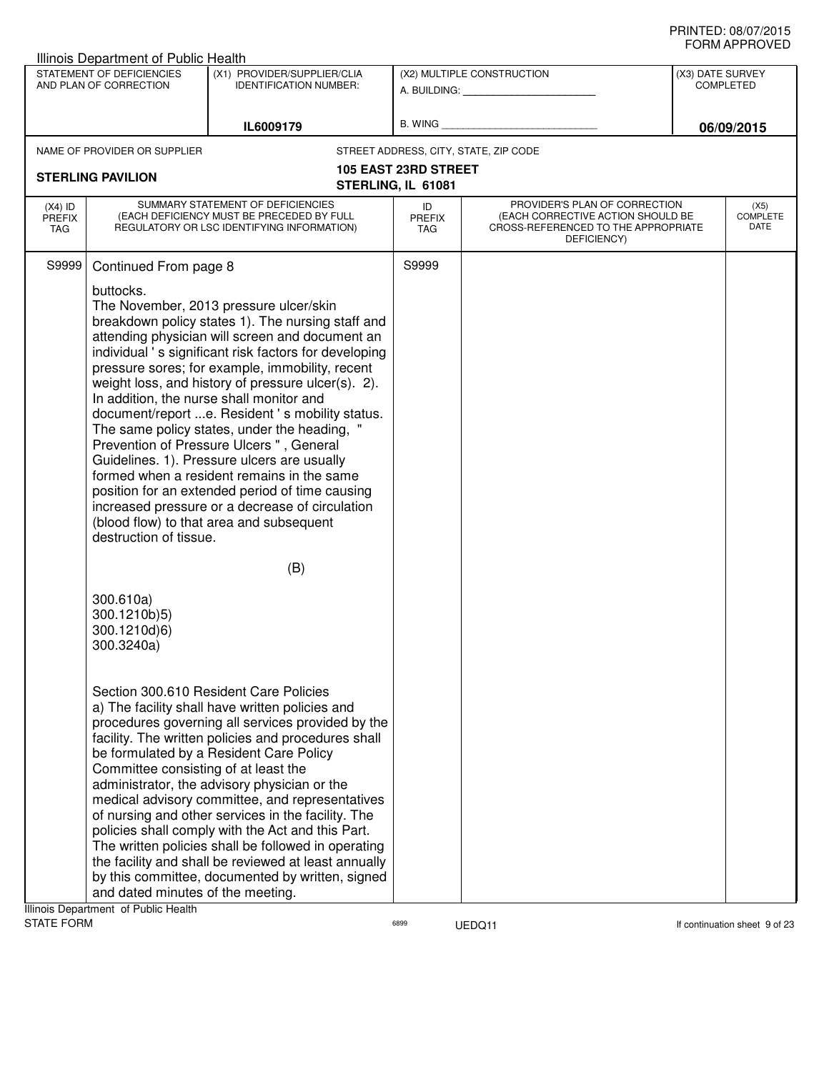Illinois Department of Public Health

| STATEMENT OF DEFICIENCIES AND PLAN OF CORRECTION | (X1) PROVIDER/SUPPLIER/CLIA IDENTIFICATION NUMBER: | (X2) MULTIPLE CONSTRUCTION | (X3) DATE SURVEY COMPLETED |
|---|---|---|---|
| | IL6009179 | A. BUILDING: ______ B. WING ______ | 06/09/2015 |

| NAME OF PROVIDER OR SUPPLIER | STREET ADDRESS, CITY, STATE, ZIP CODE |
|---|---|
| STERLING PAVILION | 105 EAST 23RD STREET STERLING, IL 61081 |

| (X4) ID PREFIX TAG | SUMMARY STATEMENT OF DEFICIENCIES (EACH DEFICIENCY MUST BE PRECEDED BY FULL REGULATORY OR LSC IDENTIFYING INFORMATION) | ID PREFIX TAG | PROVIDER'S PLAN OF CORRECTION (EACH CORRECTIVE ACTION SHOULD BE CROSS-REFERENCED TO THE APPROPRIATE DEFICIENCY) | (X5) COMPLETE DATE |
|---|---|---|---|---|
| S9999 | Continued From page 8 | S9999 | | |

buttocks.
The November, 2013 pressure ulcer/skin breakdown policy states 1). The nursing staff and attending physician will screen and document an individual ' s significant risk factors for developing pressure sores; for example, immobility, recent weight loss, and history of pressure ulcer(s). 2). In addition, the nurse shall monitor and document/report ...e. Resident ' s mobility status. The same policy states, under the heading, " Prevention of Pressure Ulcers " , General Guidelines. 1). Pressure ulcers are usually formed when a resident remains in the same position for an extended period of time causing increased pressure or a decrease of circulation (blood flow) to that area and subsequent destruction of tissue.

(B)

300.610a)
300.1210b)5)
300.1210d)6)
300.3240a)

Section 300.610 Resident Care Policies
a) The facility shall have written policies and procedures governing all services provided by the facility. The written policies and procedures shall be formulated by a Resident Care Policy Committee consisting of at least the administrator, the advisory physician or the medical advisory committee, and representatives of nursing and other services in the facility. The policies shall comply with the Act and this Part. The written policies shall be followed in operating the facility and shall be reviewed at least annually by this committee, documented by written, signed and dated minutes of the meeting.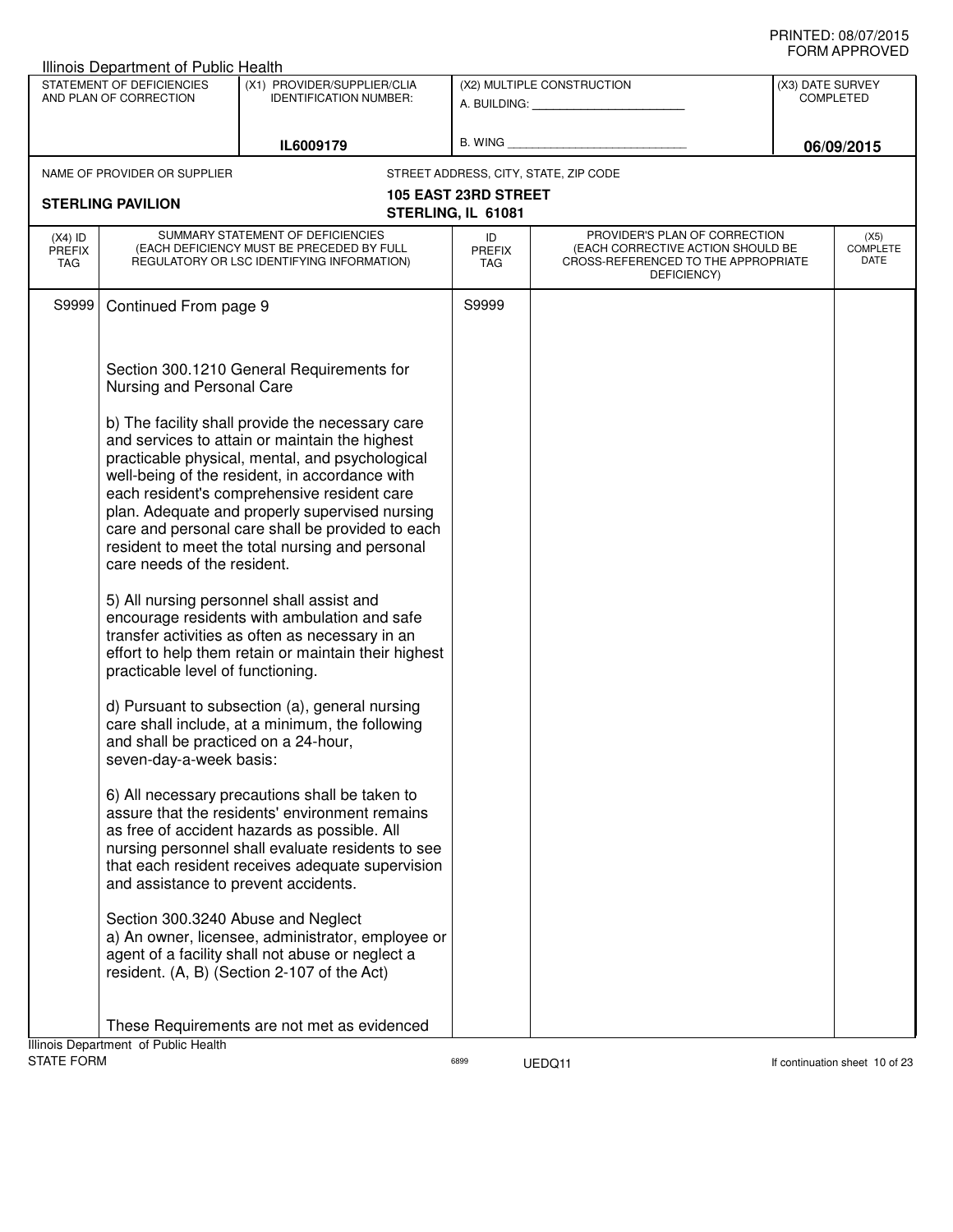PRINTED: 08/07/2015
FORM APPROVED

Illinois Department of Public Health

| STATEMENT OF DEFICIENCIES AND PLAN OF CORRECTION | (X1) PROVIDER/SUPPLIER/CLIA IDENTIFICATION NUMBER: | (X2) MULTIPLE CONSTRUCTION | (X3) DATE SURVEY COMPLETED |
|---|---|---|---|
| | IL6009179 | A. BUILDING: ______ B. WING ______ | 06/09/2015 |

NAME OF PROVIDER OR SUPPLIER: **STERLING PAVILION**

STREET ADDRESS, CITY, STATE, ZIP CODE: **105 EAST 23RD STREET, STERLING, IL 61081**

| (X4) ID PREFIX TAG | SUMMARY STATEMENT OF DEFICIENCIES (EACH DEFICIENCY MUST BE PRECEDED BY FULL REGULATORY OR LSC IDENTIFYING INFORMATION) | ID PREFIX TAG | PROVIDER'S PLAN OF CORRECTION (EACH CORRECTIVE ACTION SHOULD BE CROSS-REFERENCED TO THE APPROPRIATE DEFICIENCY) | (X5) COMPLETE DATE |
|---|---|---|---|---|
| S9999 | Continued From page 9 | S9999 | | |

Section 300.1210 General Requirements for Nursing and Personal Care

b) The facility shall provide the necessary care and services to attain or maintain the highest practicable physical, mental, and psychological well-being of the resident, in accordance with each resident's comprehensive resident care plan. Adequate and properly supervised nursing care and personal care shall be provided to each resident to meet the total nursing and personal care needs of the resident.

5) All nursing personnel shall assist and encourage residents with ambulation and safe transfer activities as often as necessary in an effort to help them retain or maintain their highest practicable level of functioning.

d) Pursuant to subsection (a), general nursing care shall include, at a minimum, the following and shall be practiced on a 24-hour, seven-day-a-week basis:

6) All necessary precautions shall be taken to assure that the residents' environment remains as free of accident hazards as possible. All nursing personnel shall evaluate residents to see that each resident receives adequate supervision and assistance to prevent accidents.

Section 300.3240 Abuse and Neglect
a) An owner, licensee, administrator, employee or agent of a facility shall not abuse or neglect a resident. (A, B) (Section 2-107 of the Act)

These Requirements are not met as evidenced

Illinois Department of Public Health
STATE FORM 6899 UEDQ11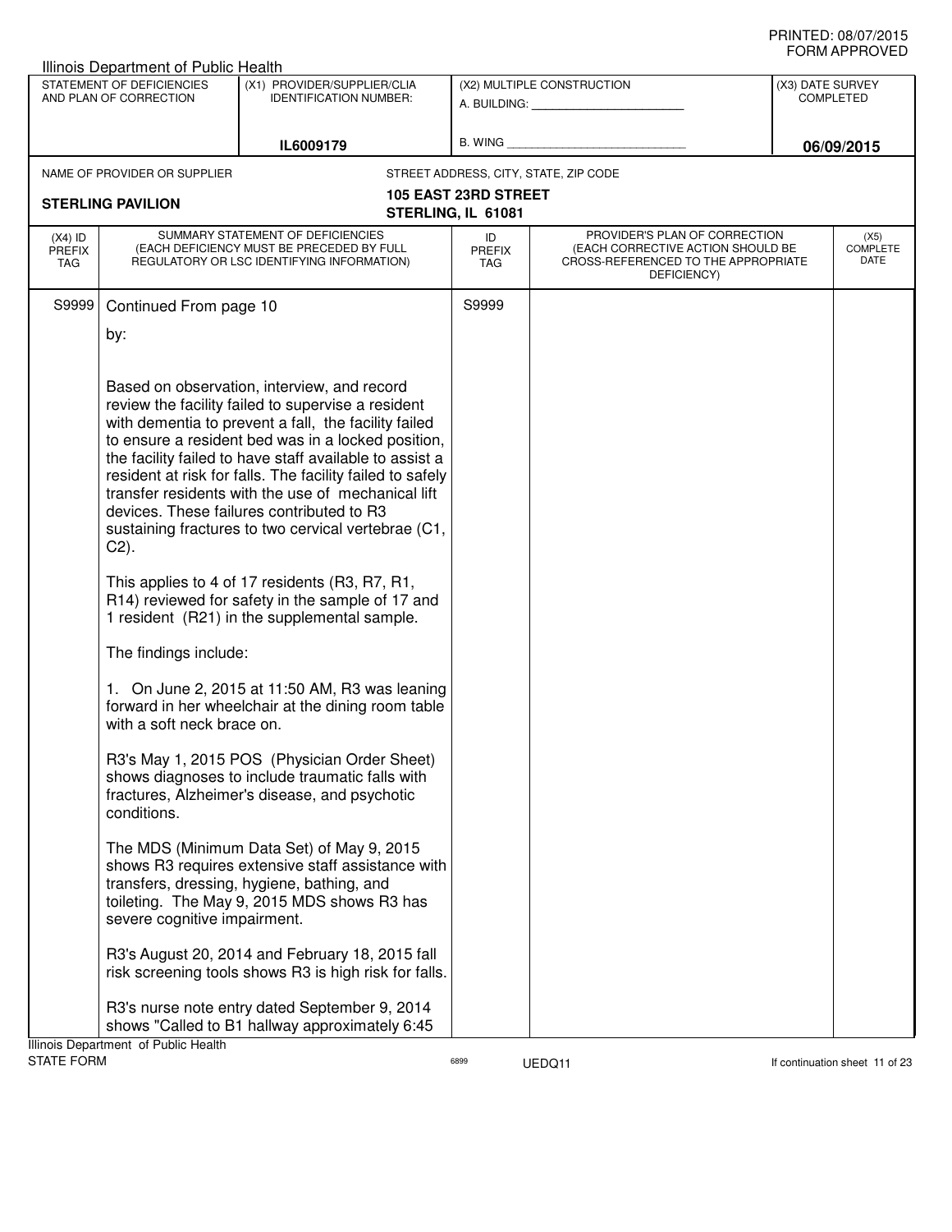PRINTED: 08/07/2015
FORM APPROVED

Illinois Department of Public Health

| STATEMENT OF DEFICIENCIES AND PLAN OF CORRECTION | (X1) PROVIDER/SUPPLIER/CLIA IDENTIFICATION NUMBER: | (X2) MULTIPLE CONSTRUCTION | (X3) DATE SURVEY COMPLETED |
|---|---|---|---|
| | IL6009179 | A. BUILDING: ______ B. WING ______ | 06/09/2015 |

NAME OF PROVIDER OR SUPPLIER: **STERLING PAVILION**

STREET ADDRESS, CITY, STATE, ZIP CODE: **105 EAST 23RD STREET, STERLING, IL 61081**

| (X4) ID PREFIX TAG | SUMMARY STATEMENT OF DEFICIENCIES (EACH DEFICIENCY MUST BE PRECEDED BY FULL REGULATORY OR LSC IDENTIFYING INFORMATION) | ID PREFIX TAG | PROVIDER'S PLAN OF CORRECTION (EACH CORRECTIVE ACTION SHOULD BE CROSS-REFERENCED TO THE APPROPRIATE DEFICIENCY) | (X5) COMPLETE DATE |
|---|---|---|---|---|
| S9999 | Continued From page 10 | S9999 | | |

by:

Based on observation, interview, and record review the facility failed to supervise a resident with dementia to prevent a fall, the facility failed to ensure a resident bed was in a locked position, the facility failed to have staff available to assist a resident at risk for falls. The facility failed to safely transfer residents with the use of mechanical lift devices. These failures contributed to R3 sustaining fractures to two cervical vertebrae (C1, C2).

This applies to 4 of 17 residents (R3, R7, R1, R14) reviewed for safety in the sample of 17 and 1 resident (R21) in the supplemental sample.

The findings include:

1. On June 2, 2015 at 11:50 AM, R3 was leaning forward in her wheelchair at the dining room table with a soft neck brace on.

R3's May 1, 2015 POS (Physician Order Sheet) shows diagnoses to include traumatic falls with fractures, Alzheimer's disease, and psychotic conditions.

The MDS (Minimum Data Set) of May 9, 2015 shows R3 requires extensive staff assistance with transfers, dressing, hygiene, bathing, and toileting. The May 9, 2015 MDS shows R3 has severe cognitive impairment.

R3's August 20, 2014 and February 18, 2015 fall risk screening tools shows R3 is high risk for falls.

R3's nurse note entry dated September 9, 2014 shows "Called to B1 hallway approximately 6:45

Illinois Department of Public Health
STATE FORM 6899 UEDQ11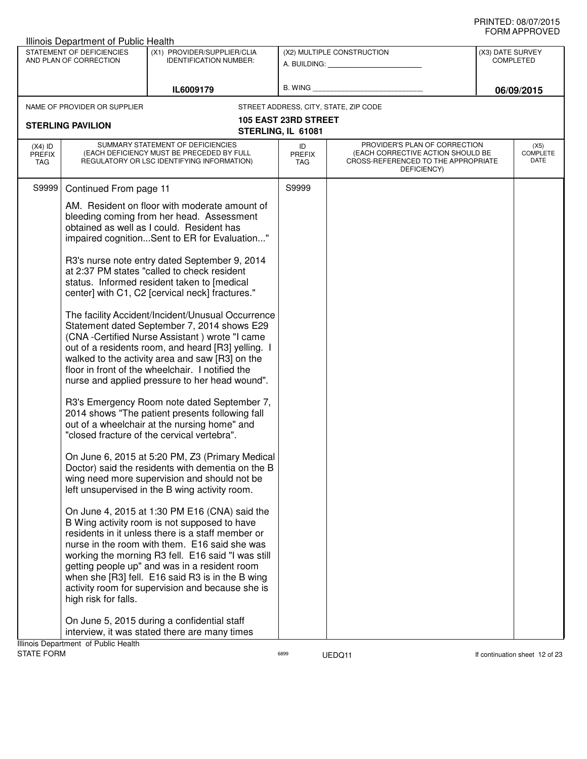Illinois Department of Public Health

| STATEMENT OF DEFICIENCIES AND PLAN OF CORRECTION | (X1) PROVIDER/SUPPLIER/CLIA IDENTIFICATION NUMBER: | (X2) MULTIPLE CONSTRUCTION | (X3) DATE SURVEY COMPLETED |
|---|---|---|---|
| | IL6009179 | A. BUILDING: ______ B. WING ______ | 06/09/2015 |

NAME OF PROVIDER OR SUPPLIER: **STERLING PAVILION**

STREET ADDRESS, CITY, STATE, ZIP CODE: **105 EAST 23RD STREET STERLING, IL 61081**

| (X4) ID PREFIX TAG | SUMMARY STATEMENT OF DEFICIENCIES (EACH DEFICIENCY MUST BE PRECEDED BY FULL REGULATORY OR LSC IDENTIFYING INFORMATION) | ID PREFIX TAG | PROVIDER'S PLAN OF CORRECTION (EACH CORRECTIVE ACTION SHOULD BE CROSS-REFERENCED TO THE APPROPRIATE DEFICIENCY) | (X5) COMPLETE DATE |
|---|---|---|---|---|
| S9999 | Continued From page 11 | S9999 | | |

AM. Resident on floor with moderate amount of bleeding coming from her head. Assessment obtained as well as I could. Resident has impaired cognition...Sent to ER for Evaluation..."

R3's nurse note entry dated September 9, 2014 at 2:37 PM states "called to check resident status. Informed resident taken to [medical center] with C1, C2 [cervical neck] fractures."

The facility Accident/Incident/Unusual Occurrence Statement dated September 7, 2014 shows E29 (CNA -Certified Nurse Assistant ) wrote "I came out of a residents room, and heard [R3] yelling. I walked to the activity area and saw [R3] on the floor in front of the wheelchair. I notified the nurse and applied pressure to her head wound".

R3's Emergency Room note dated September 7, 2014 shows "The patient presents following fall out of a wheelchair at the nursing home" and "closed fracture of the cervical vertebra".

On June 6, 2015 at 5:20 PM, Z3 (Primary Medical Doctor) said the residents with dementia on the B wing need more supervision and should not be left unsupervised in the B wing activity room.

On June 4, 2015 at 1:30 PM E16 (CNA) said the B Wing activity room is not supposed to have residents in it unless there is a staff member or nurse in the room with them. E16 said she was working the morning R3 fell. E16 said "I was still getting people up" and was in a resident room when she [R3] fell. E16 said R3 is in the B wing activity room for supervision and because she is high risk for falls.

On June 5, 2015 during a confidential staff interview, it was stated there are many times

Illinois Department of Public Health
STATE FORM 6899 UEDQ11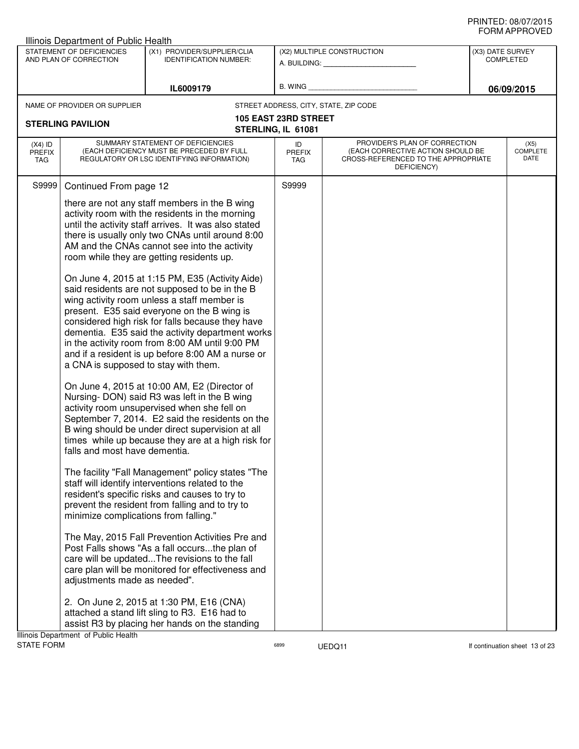Illinois Department of Public Health

| STATEMENT OF DEFICIENCIES AND PLAN OF CORRECTION | (X1) PROVIDER/SUPPLIER/CLIA IDENTIFICATION NUMBER: | (X2) MULTIPLE CONSTRUCTION | (X3) DATE SURVEY COMPLETED |
|---|---|---|---|
| | IL6009179 | A. BUILDING: ______ B. WING ______ | 06/09/2015 |

NAME OF PROVIDER OR SUPPLIER: **STERLING PAVILION**

STREET ADDRESS, CITY, STATE, ZIP CODE: **105 EAST 23RD STREET STERLING, IL 61081**

| (X4) ID PREFIX TAG | SUMMARY STATEMENT OF DEFICIENCIES (EACH DEFICIENCY MUST BE PRECEDED BY FULL REGULATORY OR LSC IDENTIFYING INFORMATION) | ID PREFIX TAG | PROVIDER'S PLAN OF CORRECTION (EACH CORRECTIVE ACTION SHOULD BE CROSS-REFERENCED TO THE APPROPRIATE DEFICIENCY) | (X5) COMPLETE DATE |
|---|---|---|---|---|
| S9999 | Continued From page 12 | S9999 | | |

there are not any staff members in the B wing activity room with the residents in the morning until the activity staff arrives. It was also stated there is usually only two CNAs until around 8:00 AM and the CNAs cannot see into the activity room while they are getting residents up.

On June 4, 2015 at 1:15 PM, E35 (Activity Aide) said residents are not supposed to be in the B wing activity room unless a staff member is present. E35 said everyone on the B wing is considered high risk for falls because they have dementia. E35 said the activity department works in the activity room from 8:00 AM until 9:00 PM and if a resident is up before 8:00 AM a nurse or a CNA is supposed to stay with them.

On June 4, 2015 at 10:00 AM, E2 (Director of Nursing- DON) said R3 was left in the B wing activity room unsupervised when she fell on September 7, 2014. E2 said the residents on the B wing should be under direct supervision at all times while up because they are at a high risk for falls and most have dementia.

The facility "Fall Management" policy states "The staff will identify interventions related to the resident's specific risks and causes to try to prevent the resident from falling and to try to minimize complications from falling."

The May, 2015 Fall Prevention Activities Pre and Post Falls shows "As a fall occurs...the plan of care will be updated...The revisions to the fall care plan will be monitored for effectiveness and adjustments made as needed".

2. On June 2, 2015 at 1:30 PM, E16 (CNA) attached a stand lift sling to R3. E16 had to assist R3 by placing her hands on the standing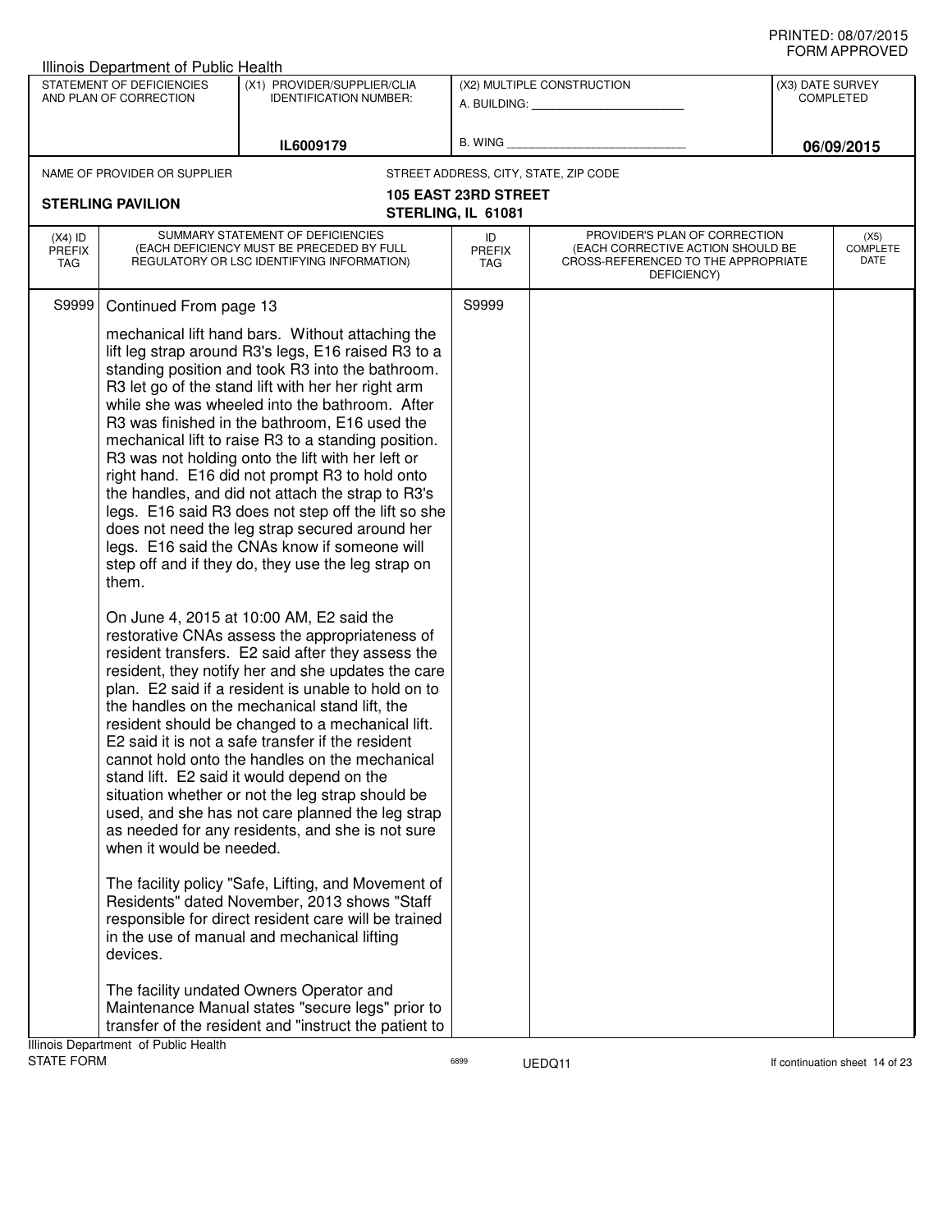Illinois Department of Public Health

| STATEMENT OF DEFICIENCIES AND PLAN OF CORRECTION | (X1) PROVIDER/SUPPLIER/CLIA IDENTIFICATION NUMBER: | (X2) MULTIPLE CONSTRUCTION | (X3) DATE SURVEY COMPLETED |
|---|---|---|---|
| | IL6009179 | A. BUILDING: ______ B. WING ______ | 06/09/2015 |

NAME OF PROVIDER OR SUPPLIER: **STERLING PAVILION**

STREET ADDRESS, CITY, STATE, ZIP CODE: **105 EAST 23RD STREET, STERLING, IL 61081**

| (X4) ID PREFIX TAG | SUMMARY STATEMENT OF DEFICIENCIES (EACH DEFICIENCY MUST BE PRECEDED BY FULL REGULATORY OR LSC IDENTIFYING INFORMATION) | ID PREFIX TAG | PROVIDER'S PLAN OF CORRECTION (EACH CORRECTIVE ACTION SHOULD BE CROSS-REFERENCED TO THE APPROPRIATE DEFICIENCY) | (X5) COMPLETE DATE |
|---|---|---|---|---|
| S9999 | Continued From page 13 | S9999 | | |

mechanical lift hand bars. Without attaching the lift leg strap around R3's legs, E16 raised R3 to a standing position and took R3 into the bathroom. R3 let go of the stand lift with her her right arm while she was wheeled into the bathroom. After R3 was finished in the bathroom, E16 used the mechanical lift to raise R3 to a standing position. R3 was not holding onto the lift with her left or right hand. E16 did not prompt R3 to hold onto the handles, and did not attach the strap to R3's legs. E16 said R3 does not step off the lift so she does not need the leg strap secured around her legs. E16 said the CNAs know if someone will step off and if they do, they use the leg strap on them.

On June 4, 2015 at 10:00 AM, E2 said the restorative CNAs assess the appropriateness of resident transfers. E2 said after they assess the resident, they notify her and she updates the care plan. E2 said if a resident is unable to hold on to the handles on the mechanical stand lift, the resident should be changed to a mechanical lift. E2 said it is not a safe transfer if the resident cannot hold onto the handles on the mechanical stand lift. E2 said it would depend on the situation whether or not the leg strap should be used, and she has not care planned the leg strap as needed for any residents, and she is not sure when it would be needed.

The facility policy "Safe, Lifting, and Movement of Residents" dated November, 2013 shows "Staff responsible for direct resident care will be trained in the use of manual and mechanical lifting devices.

The facility undated Owners Operator and Maintenance Manual states "secure legs" prior to transfer of the resident and "instruct the patient to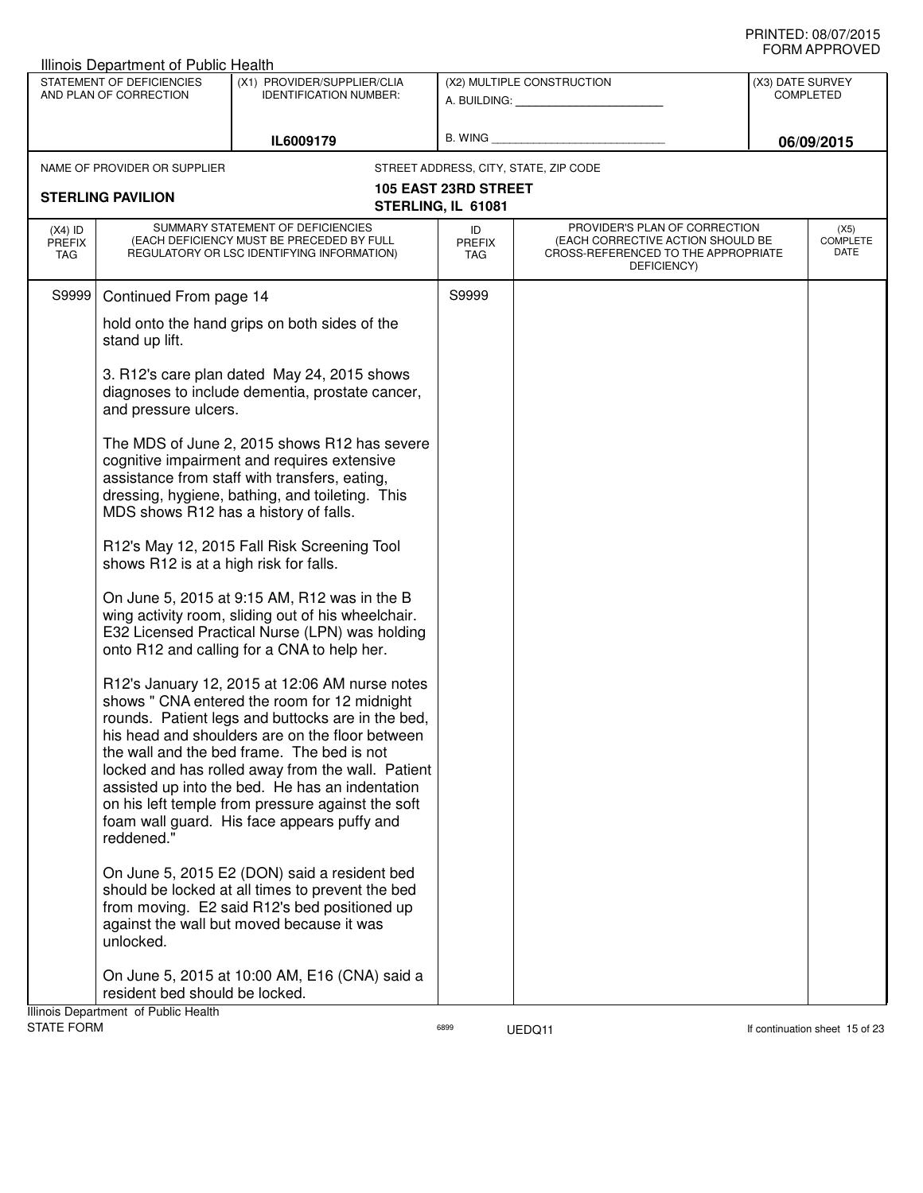Illinois Department of Public Health

| STATEMENT OF DEFICIENCIES AND PLAN OF CORRECTION | (X1) PROVIDER/SUPPLIER/CLIA IDENTIFICATION NUMBER: | (X2) MULTIPLE CONSTRUCTION | (X3) DATE SURVEY COMPLETED |
|---|---|---|---|
| | IL6009179 | A. BUILDING: ______ B. WING ______ | 06/09/2015 |

NAME OF PROVIDER OR SUPPLIER: **STERLING PAVILION**

STREET ADDRESS, CITY, STATE, ZIP CODE: **105 EAST 23RD STREET, STERLING, IL 61081**

| (X4) ID PREFIX TAG | SUMMARY STATEMENT OF DEFICIENCIES (EACH DEFICIENCY MUST BE PRECEDED BY FULL REGULATORY OR LSC IDENTIFYING INFORMATION) | ID PREFIX TAG | PROVIDER'S PLAN OF CORRECTION (EACH CORRECTIVE ACTION SHOULD BE CROSS-REFERENCED TO THE APPROPRIATE DEFICIENCY) | (X5) COMPLETE DATE |
|---|---|---|---|---|
| S9999 | Continued From page 14 | S9999 | | |

hold onto the hand grips on both sides of the stand up lift.

3. R12's care plan dated May 24, 2015 shows diagnoses to include dementia, prostate cancer, and pressure ulcers.

The MDS of June 2, 2015 shows R12 has severe cognitive impairment and requires extensive assistance from staff with transfers, eating, dressing, hygiene, bathing, and toileting. This MDS shows R12 has a history of falls.

R12's May 12, 2015 Fall Risk Screening Tool shows R12 is at a high risk for falls.

On June 5, 2015 at 9:15 AM, R12 was in the B wing activity room, sliding out of his wheelchair. E32 Licensed Practical Nurse (LPN) was holding onto R12 and calling for a CNA to help her.

R12's January 12, 2015 at 12:06 AM nurse notes shows " CNA entered the room for 12 midnight rounds. Patient legs and buttocks are in the bed, his head and shoulders are on the floor between the wall and the bed frame. The bed is not locked and has rolled away from the wall. Patient assisted up into the bed. He has an indentation on his left temple from pressure against the soft foam wall guard. His face appears puffy and reddened."

On June 5, 2015 E2 (DON) said a resident bed should be locked at all times to prevent the bed from moving. E2 said R12's bed positioned up against the wall but moved because it was unlocked.

On June 5, 2015 at 10:00 AM, E16 (CNA) said a resident bed should be locked.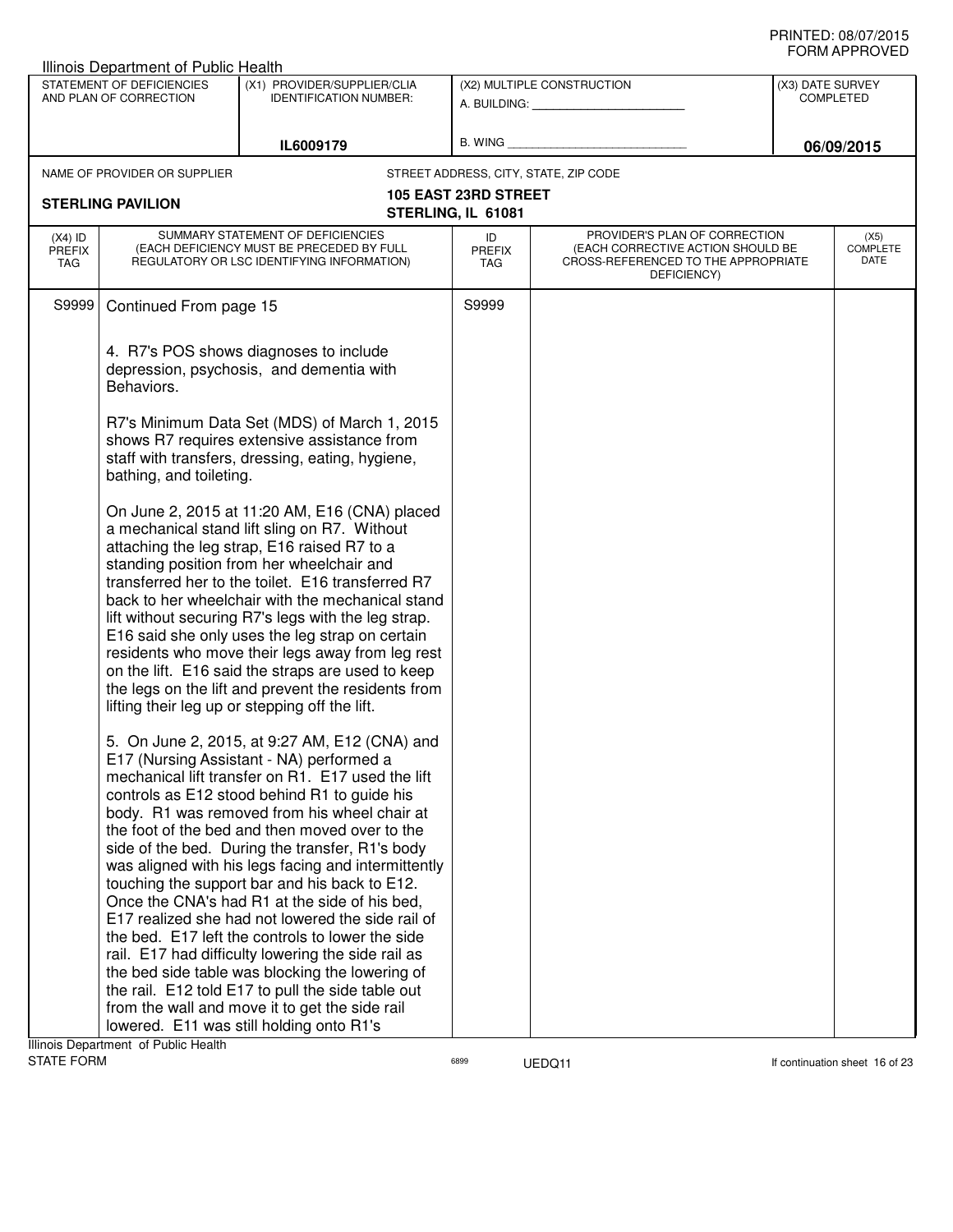PRINTED: 08/07/2015
FORM APPROVED

Illinois Department of Public Health

| STATEMENT OF DEFICIENCIES AND PLAN OF CORRECTION | (X1) PROVIDER/SUPPLIER/CLIA IDENTIFICATION NUMBER: | (X2) MULTIPLE CONSTRUCTION | (X3) DATE SURVEY COMPLETED |
|---|---|---|---|
| | IL6009179 | A. BUILDING: ______ B. WING ______ | 06/09/2015 |

NAME OF PROVIDER OR SUPPLIER: **STERLING PAVILION**

STREET ADDRESS, CITY, STATE, ZIP CODE: **105 EAST 23RD STREET, STERLING, IL 61081**

| (X4) ID PREFIX TAG | SUMMARY STATEMENT OF DEFICIENCIES (EACH DEFICIENCY MUST BE PRECEDED BY FULL REGULATORY OR LSC IDENTIFYING INFORMATION) | ID PREFIX TAG | PROVIDER'S PLAN OF CORRECTION (EACH CORRECTIVE ACTION SHOULD BE CROSS-REFERENCED TO THE APPROPRIATE DEFICIENCY) | (X5) COMPLETE DATE |
|---|---|---|---|---|
| S9999 | Continued From page 15 | S9999 | | |

4. R7's POS shows diagnoses to include depression, psychosis, and dementia with Behaviors.

R7's Minimum Data Set (MDS) of March 1, 2015 shows R7 requires extensive assistance from staff with transfers, dressing, eating, hygiene, bathing, and toileting.

On June 2, 2015 at 11:20 AM, E16 (CNA) placed a mechanical stand lift sling on R7. Without attaching the leg strap, E16 raised R7 to a standing position from her wheelchair and transferred her to the toilet. E16 transferred R7 back to her wheelchair with the mechanical stand lift without securing R7's legs with the leg strap. E16 said she only uses the leg strap on certain residents who move their legs away from leg rest on the lift. E16 said the straps are used to keep the legs on the lift and prevent the residents from lifting their leg up or stepping off the lift.

5. On June 2, 2015, at 9:27 AM, E12 (CNA) and E17 (Nursing Assistant - NA) performed a mechanical lift transfer on R1. E17 used the lift controls as E12 stood behind R1 to guide his body. R1 was removed from his wheel chair at the foot of the bed and then moved over to the side of the bed. During the transfer, R1's body was aligned with his legs facing and intermittently touching the support bar and his back to E12. Once the CNA's had R1 at the side of his bed, E17 realized she had not lowered the side rail of the bed. E17 left the controls to lower the side rail. E17 had difficulty lowering the side rail as the bed side table was blocking the lowering of the rail. E12 told E17 to pull the side table out from the wall and move it to get the side rail lowered. E11 was still holding onto R1's

Illinois Department of Public Health
STATE FORM 6899 UEDQ11 If continuation sheet 16 of 23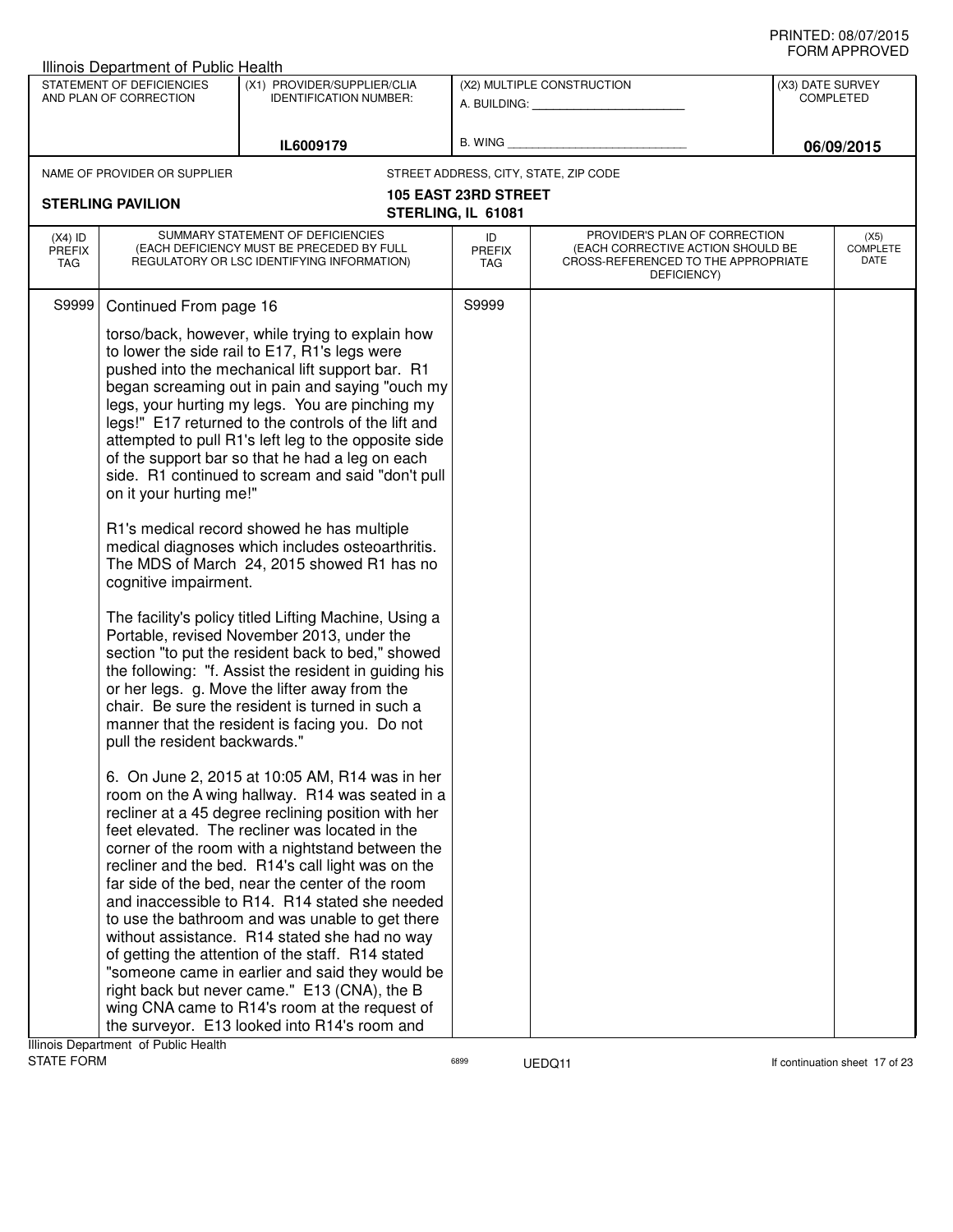Illinois Department of Public Health

| STATEMENT OF DEFICIENCIES AND PLAN OF CORRECTION | (X1) PROVIDER/SUPPLIER/CLIA IDENTIFICATION NUMBER: | (X2) MULTIPLE CONSTRUCTION | (X3) DATE SURVEY COMPLETED |
|---|---|---|---|
| | IL6009179 | A. BUILDING: ______ B. WING ______ | 06/09/2015 |

NAME OF PROVIDER OR SUPPLIER: **STERLING PAVILION**

STREET ADDRESS, CITY, STATE, ZIP CODE: **105 EAST 23RD STREET STERLING, IL 61081**

| (X4) ID PREFIX TAG | SUMMARY STATEMENT OF DEFICIENCIES (EACH DEFICIENCY MUST BE PRECEDED BY FULL REGULATORY OR LSC IDENTIFYING INFORMATION) | ID PREFIX TAG | PROVIDER'S PLAN OF CORRECTION (EACH CORRECTIVE ACTION SHOULD BE CROSS-REFERENCED TO THE APPROPRIATE DEFICIENCY) | (X5) COMPLETE DATE |
|---|---|---|---|---|
| S9999 | Continued From page 16 | S9999 | | |

torso/back, however, while trying to explain how to lower the side rail to E17, R1's legs were pushed into the mechanical lift support bar. R1 began screaming out in pain and saying "ouch my legs, your hurting my legs. You are pinching my legs!" E17 returned to the controls of the lift and attempted to pull R1's left leg to the opposite side of the support bar so that he had a leg on each side. R1 continued to scream and said "don't pull on it your hurting me!"

R1's medical record showed he has multiple medical diagnoses which includes osteoarthritis. The MDS of March 24, 2015 showed R1 has no cognitive impairment.

The facility's policy titled Lifting Machine, Using a Portable, revised November 2013, under the section "to put the resident back to bed," showed the following: "f. Assist the resident in guiding his or her legs. g. Move the lifter away from the chair. Be sure the resident is turned in such a manner that the resident is facing you. Do not pull the resident backwards."

6. On June 2, 2015 at 10:05 AM, R14 was in her room on the A wing hallway. R14 was seated in a recliner at a 45 degree reclining position with her feet elevated. The recliner was located in the corner of the room with a nightstand between the recliner and the bed. R14's call light was on the far side of the bed, near the center of the room and inaccessible to R14. R14 stated she needed to use the bathroom and was unable to get there without assistance. R14 stated she had no way of getting the attention of the staff. R14 stated "someone came in earlier and said they would be right back but never came." E13 (CNA), the B wing CNA came to R14's room at the request of the surveyor. E13 looked into R14's room and

Illinois Department of Public Health
STATE FORM 6899 UEDQ11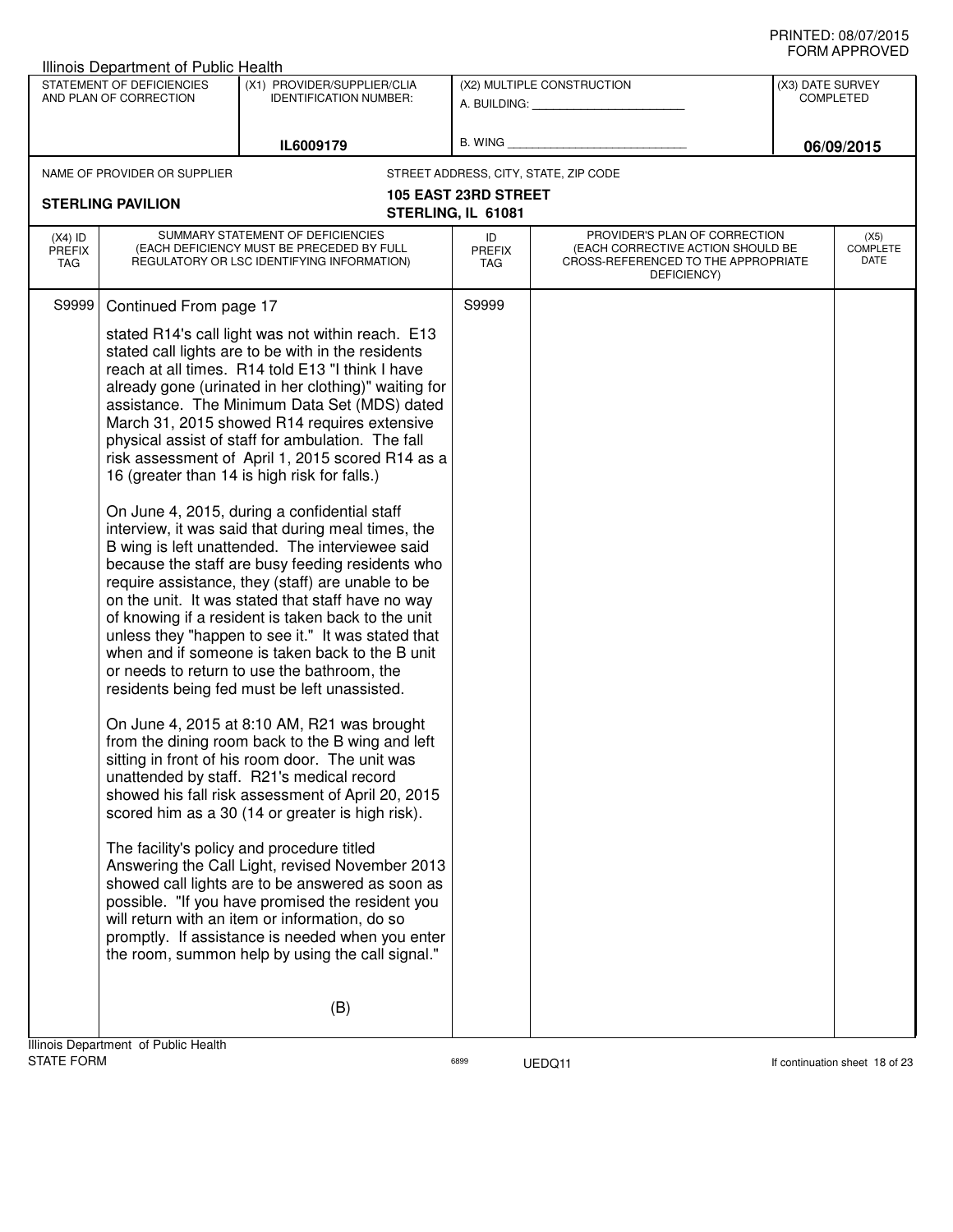PRINTED: 08/07/2015
FORM APPROVED

Illinois Department of Public Health

| STATEMENT OF DEFICIENCIES AND PLAN OF CORRECTION | (X1) PROVIDER/SUPPLIER/CLIA IDENTIFICATION NUMBER: | (X2) MULTIPLE CONSTRUCTION | (X3) DATE SURVEY COMPLETED |
|---|---|---|---|
| | IL6009179 | A. BUILDING: ______ B. WING ______ | 06/09/2015 |

NAME OF PROVIDER OR SUPPLIER: **STERLING PAVILION**

STREET ADDRESS, CITY, STATE, ZIP CODE: **105 EAST 23RD STREET, STERLING, IL 61081**

| (X4) ID PREFIX TAG | SUMMARY STATEMENT OF DEFICIENCIES (EACH DEFICIENCY MUST BE PRECEDED BY FULL REGULATORY OR LSC IDENTIFYING INFORMATION) | ID PREFIX TAG | PROVIDER'S PLAN OF CORRECTION (EACH CORRECTIVE ACTION SHOULD BE CROSS-REFERENCED TO THE APPROPRIATE DEFICIENCY) | (X5) COMPLETE DATE |
|---|---|---|---|---|
| S9999 | Continued From page 17 | S9999 | | |

stated R14's call light was not within reach. E13 stated call lights are to be with in the residents reach at all times. R14 told E13 "I think I have already gone (urinated in her clothing)" waiting for assistance. The Minimum Data Set (MDS) dated March 31, 2015 showed R14 requires extensive physical assist of staff for ambulation. The fall risk assessment of April 1, 2015 scored R14 as a 16 (greater than 14 is high risk for falls.)

On June 4, 2015, during a confidential staff interview, it was said that during meal times, the B wing is left unattended. The interviewee said because the staff are busy feeding residents who require assistance, they (staff) are unable to be on the unit. It was stated that staff have no way of knowing if a resident is taken back to the unit unless they "happen to see it." It was stated that when and if someone is taken back to the B unit or needs to return to use the bathroom, the residents being fed must be left unassisted.

On June 4, 2015 at 8:10 AM, R21 was brought from the dining room back to the B wing and left sitting in front of his room door. The unit was unattended by staff. R21's medical record showed his fall risk assessment of April 20, 2015 scored him as a 30 (14 or greater is high risk).

The facility's policy and procedure titled Answering the Call Light, revised November 2013 showed call lights are to be answered as soon as possible. "If you have promised the resident you will return with an item or information, do so promptly. If assistance is needed when you enter the room, summon help by using the call signal."

(B)

Illinois Department of Public Health
STATE FORM 6899 UEDQ11 If continuation sheet 18 of 23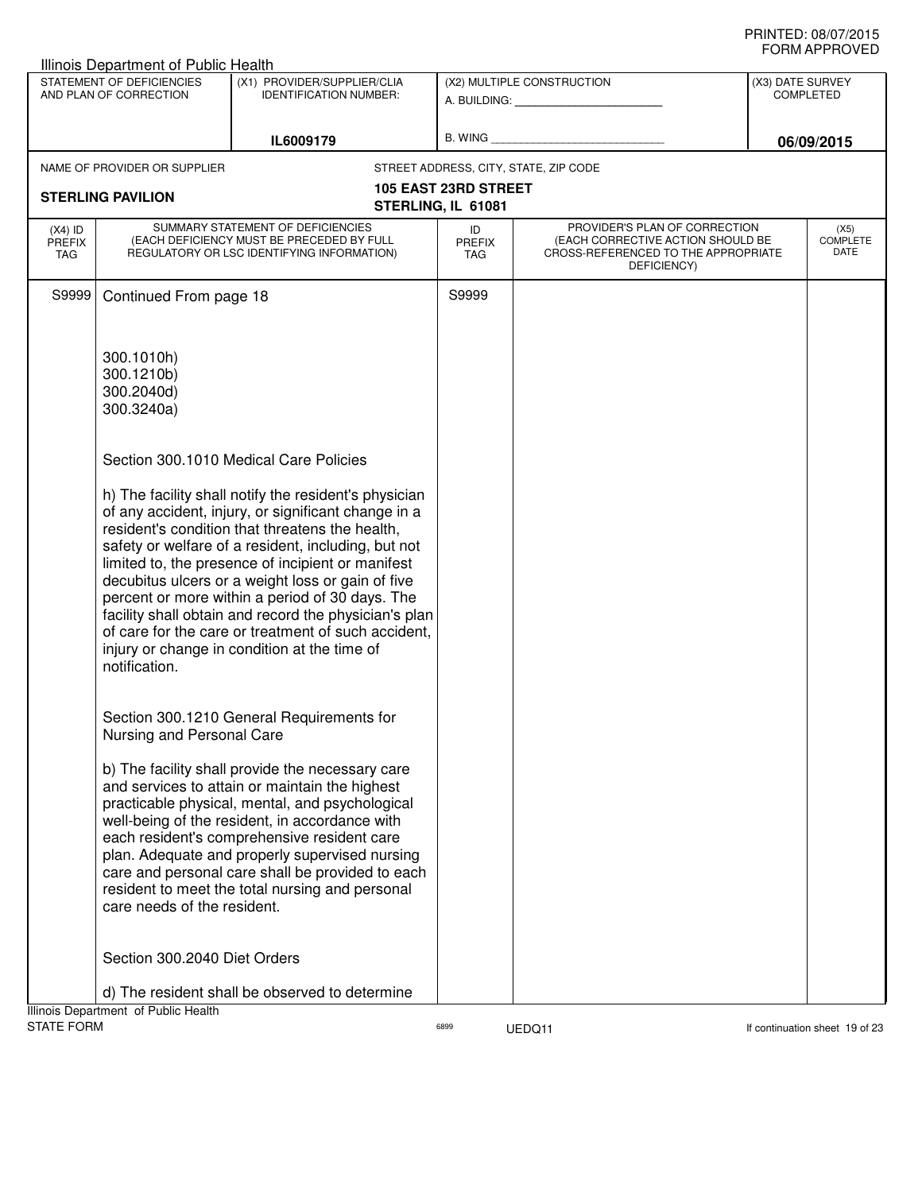Illinois Department of Public Health

| STATEMENT OF DEFICIENCIES AND PLAN OF CORRECTION | (X1) PROVIDER/SUPPLIER/CLIA IDENTIFICATION NUMBER: | (X2) MULTIPLE CONSTRUCTION | (X3) DATE SURVEY COMPLETED |
|---|---|---|---|
| | IL6009179 | A. BUILDING: ______ B. WING ______ | 06/09/2015 |

NAME OF PROVIDER OR SUPPLIER: **STERLING PAVILION**

STREET ADDRESS, CITY, STATE, ZIP CODE: **105 EAST 23RD STREET, STERLING, IL 61081**

| (X4) ID PREFIX TAG | SUMMARY STATEMENT OF DEFICIENCIES (EACH DEFICIENCY MUST BE PRECEDED BY FULL REGULATORY OR LSC IDENTIFYING INFORMATION) | ID PREFIX TAG | PROVIDER'S PLAN OF CORRECTION (EACH CORRECTIVE ACTION SHOULD BE CROSS-REFERENCED TO THE APPROPRIATE DEFICIENCY) | (X5) COMPLETE DATE |
|---|---|---|---|---|
| S9999 | Continued From page 18 | S9999 | | |

300.1010h)
300.1210b)
300.2040d)
300.3240a)

Section 300.1010 Medical Care Policies

h) The facility shall notify the resident's physician of any accident, injury, or significant change in a resident's condition that threatens the health, safety or welfare of a resident, including, but not limited to, the presence of incipient or manifest decubitus ulcers or a weight loss or gain of five percent or more within a period of 30 days. The facility shall obtain and record the physician's plan of care for the care or treatment of such accident, injury or change in condition at the time of notification.

Section 300.1210 General Requirements for Nursing and Personal Care

b) The facility shall provide the necessary care and services to attain or maintain the highest practicable physical, mental, and psychological well-being of the resident, in accordance with each resident's comprehensive resident care plan. Adequate and properly supervised nursing care and personal care shall be provided to each resident to meet the total nursing and personal care needs of the resident.

Section 300.2040 Diet Orders

d) The resident shall be observed to determine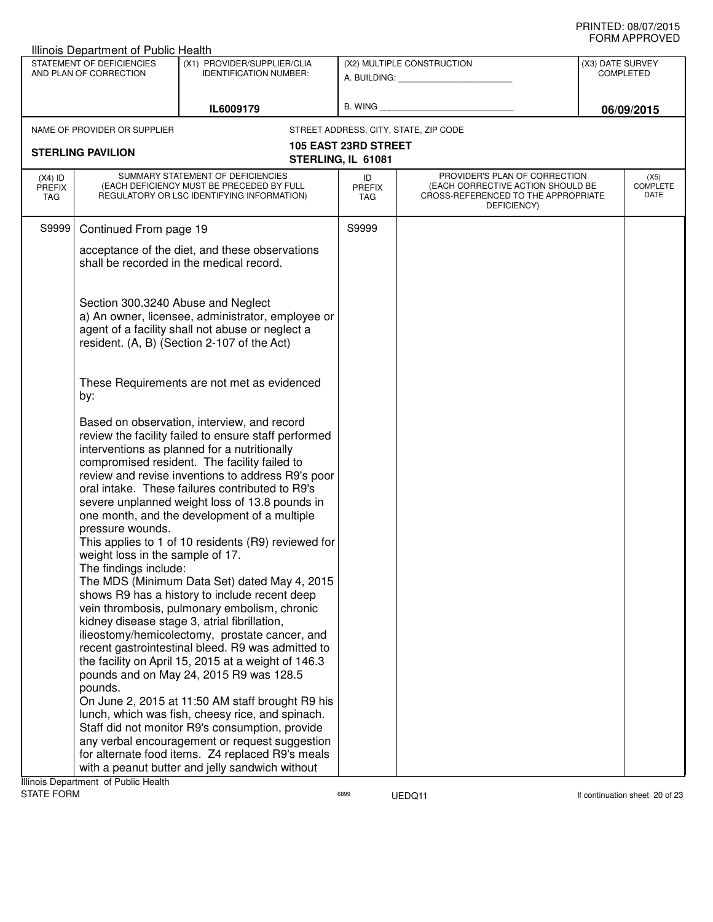Illinois Department of Public Health

| STATEMENT OF DEFICIENCIES AND PLAN OF CORRECTION | (X1) PROVIDER/SUPPLIER/CLIA IDENTIFICATION NUMBER: | (X2) MULTIPLE CONSTRUCTION | (X3) DATE SURVEY COMPLETED |
|---|---|---|---|
| | IL6009179 | A. BUILDING: ______ B. WING ______ | 06/09/2015 |

NAME OF PROVIDER OR SUPPLIER: **STERLING PAVILION**

STREET ADDRESS, CITY, STATE, ZIP CODE: **105 EAST 23RD STREET, STERLING, IL 61081**

| (X4) ID PREFIX TAG | SUMMARY STATEMENT OF DEFICIENCIES (EACH DEFICIENCY MUST BE PRECEDED BY FULL REGULATORY OR LSC IDENTIFYING INFORMATION) | ID PREFIX TAG | PROVIDER'S PLAN OF CORRECTION (EACH CORRECTIVE ACTION SHOULD BE CROSS-REFERENCED TO THE APPROPRIATE DEFICIENCY) | (X5) COMPLETE DATE |
|---|---|---|---|---|
| S9999 | Continued From page 19 | S9999 | | |

acceptance of the diet, and these observations shall be recorded in the medical record.

Section 300.3240 Abuse and Neglect
a) An owner, licensee, administrator, employee or agent of a facility shall not abuse or neglect a resident. (A, B) (Section 2-107 of the Act)

These Requirements are not met as evidenced by:

Based on observation, interview, and record review the facility failed to ensure staff performed interventions as planned for a nutritionally compromised resident. The facility failed to review and revise inventions to address R9's poor oral intake. These failures contributed to R9's severe unplanned weight loss of 13.8 pounds in one month, and the development of a multiple pressure wounds.
This applies to 1 of 10 residents (R9) reviewed for weight loss in the sample of 17.
The findings include:
The MDS (Minimum Data Set) dated May 4, 2015 shows R9 has a history to include recent deep vein thrombosis, pulmonary embolism, chronic kidney disease stage 3, atrial fibrillation, ilieostomy/hemicolectomy, prostate cancer, and recent gastrointestinal bleed. R9 was admitted to the facility on April 15, 2015 at a weight of 146.3 pounds and on May 24, 2015 R9 was 128.5 pounds.
On June 2, 2015 at 11:50 AM staff brought R9 his lunch, which was fish, cheesy rice, and spinach. Staff did not monitor R9's consumption, provide any verbal encouragement or request suggestion for alternate food items. Z4 replaced R9's meals with a peanut butter and jelly sandwich without

Illinois Department of Public Health
STATE FORM 6899 UEDQ11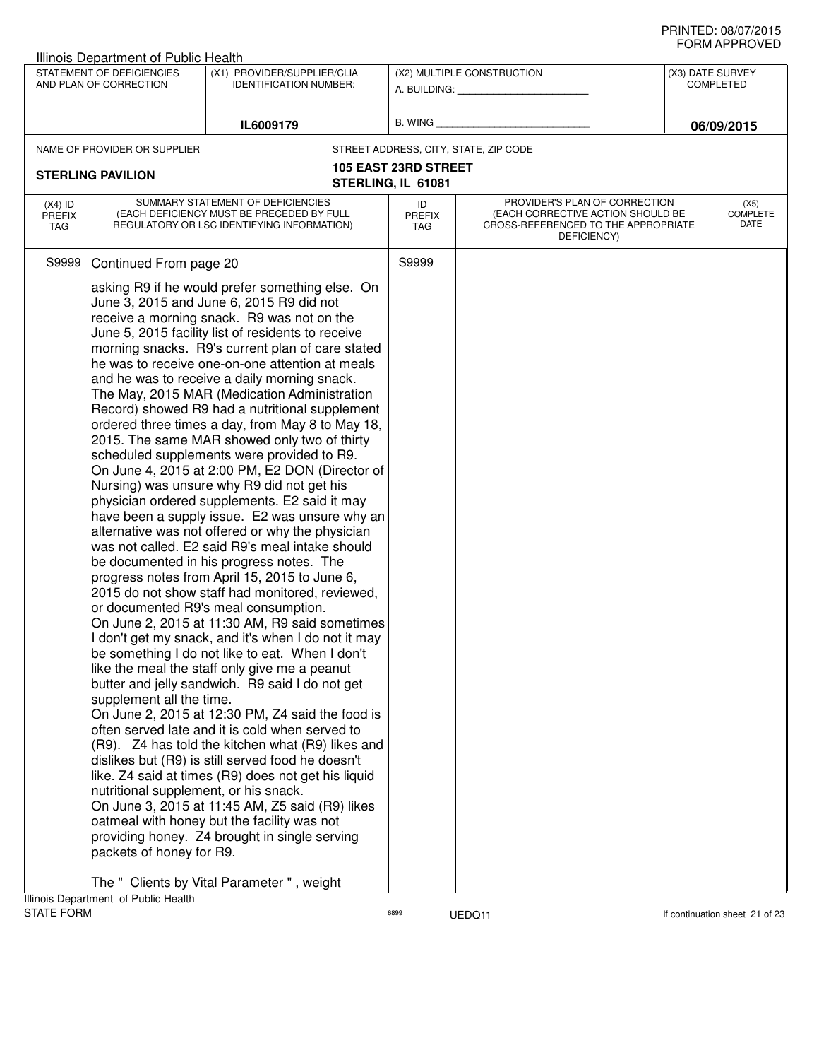PRINTED: 08/07/2015
FORM APPROVED

Illinois Department of Public Health

| STATEMENT OF DEFICIENCIES AND PLAN OF CORRECTION | (X1) PROVIDER/SUPPLIER/CLIA IDENTIFICATION NUMBER: | (X2) MULTIPLE CONSTRUCTION | (X3) DATE SURVEY COMPLETED |
|---|---|---|---|
| | IL6009179 | A. BUILDING: ______ B. WING ______ | 06/09/2015 |

NAME OF PROVIDER OR SUPPLIER: **STERLING PAVILION**

STREET ADDRESS, CITY, STATE, ZIP CODE: **105 EAST 23RD STREET, STERLING, IL 61081**

| (X4) ID PREFIX TAG | SUMMARY STATEMENT OF DEFICIENCIES (EACH DEFICIENCY MUST BE PRECEDED BY FULL REGULATORY OR LSC IDENTIFYING INFORMATION) | ID PREFIX TAG | PROVIDER'S PLAN OF CORRECTION (EACH CORRECTIVE ACTION SHOULD BE CROSS-REFERENCED TO THE APPROPRIATE DEFICIENCY) | (X5) COMPLETE DATE |
|---|---|---|---|---|
| S9999 | Continued From page 20 | S9999 | | |

asking R9 if he would prefer something else. On June 3, 2015 and June 6, 2015 R9 did not receive a morning snack. R9 was not on the June 5, 2015 facility list of residents to receive morning snacks. R9's current plan of care stated he was to receive one-on-one attention at meals and he was to receive a daily morning snack.
The May, 2015 MAR (Medication Administration Record) showed R9 had a nutritional supplement ordered three times a day, from May 8 to May 18, 2015. The same MAR showed only two of thirty scheduled supplements were provided to R9.
On June 4, 2015 at 2:00 PM, E2 DON (Director of Nursing) was unsure why R9 did not get his physician ordered supplements. E2 said it may have been a supply issue. E2 was unsure why an alternative was not offered or why the physician was not called. E2 said R9's meal intake should be documented in his progress notes. The progress notes from April 15, 2015 to June 6, 2015 do not show staff had monitored, reviewed, or documented R9's meal consumption.
On June 2, 2015 at 11:30 AM, R9 said sometimes I don't get my snack, and it's when I do not it may be something I do not like to eat. When I don't like the meal the staff only give me a peanut butter and jelly sandwich. R9 said I do not get supplement all the time.
On June 2, 2015 at 12:30 PM, Z4 said the food is often served late and it is cold when served to (R9). Z4 has told the kitchen what (R9) likes and dislikes but (R9) is still served food he doesn't like. Z4 said at times (R9) does not get his liquid nutritional supplement, or his snack.
On June 3, 2015 at 11:45 AM, Z5 said (R9) likes oatmeal with honey but the facility was not providing honey. Z4 brought in single serving packets of honey for R9.

The " Clients by Vital Parameter ", weight

Illinois Department of Public Health
STATE FORM 6899 UEDQ11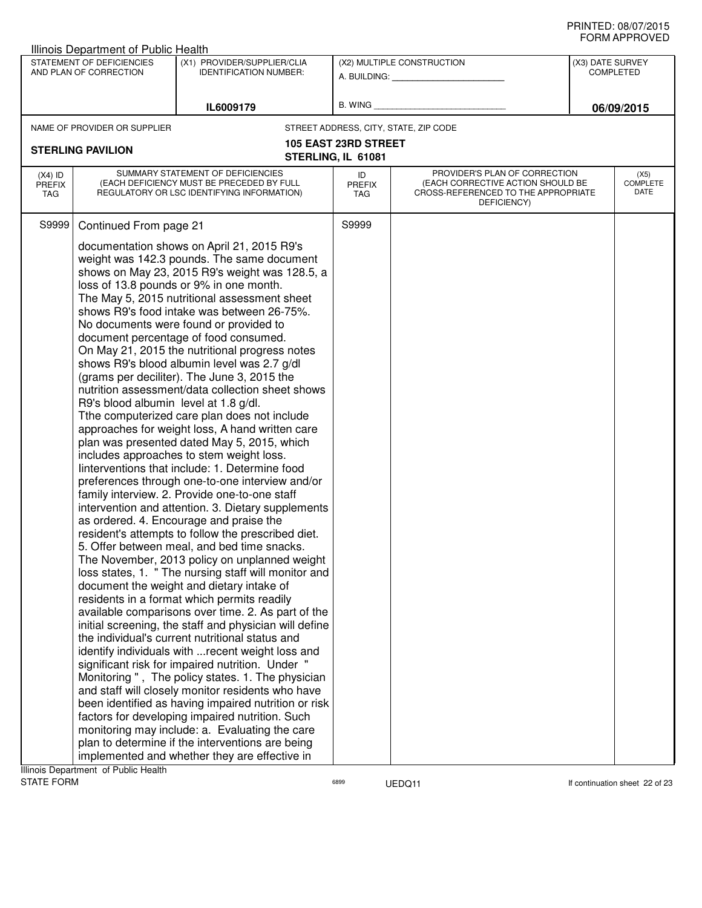Illinois Department of Public Health

| STATEMENT OF DEFICIENCIES AND PLAN OF CORRECTION | (X1) PROVIDER/SUPPLIER/CLIA IDENTIFICATION NUMBER: | (X2) MULTIPLE CONSTRUCTION | (X3) DATE SURVEY COMPLETED |
|---|---|---|---|
| | IL6009179 | A. BUILDING: ___ B. WING ___ | 06/09/2015 |

NAME OF PROVIDER OR SUPPLIER: **STERLING PAVILION**

STREET ADDRESS, CITY, STATE, ZIP CODE: **105 EAST 23RD STREET, STERLING, IL 61081**

| (X4) ID PREFIX TAG | SUMMARY STATEMENT OF DEFICIENCIES (EACH DEFICIENCY MUST BE PRECEDED BY FULL REGULATORY OR LSC IDENTIFYING INFORMATION) | ID PREFIX TAG | PROVIDER'S PLAN OF CORRECTION (EACH CORRECTIVE ACTION SHOULD BE CROSS-REFERENCED TO THE APPROPRIATE DEFICIENCY) | (X5) COMPLETE DATE |
|---|---|---|---|---|
| S9999 | Continued From page 21<br><br>documentation shows on April 21, 2015 R9's weight was 142.3 pounds. The same document shows on May 23, 2015 R9's weight was 128.5, a loss of 13.8 pounds or 9% in one month.<br>The May 5, 2015 nutritional assessment sheet shows R9's food intake was between 26-75%. No documents were found or provided to document percentage of food consumed.<br>On May 21, 2015 the nutritional progress notes shows R9's blood albumin level was 2.7 g/dl (grams per deciliter). The June 3, 2015 the nutrition assessment/data collection sheet shows R9's blood albumin level at 1.8 g/dl.<br>Tthe computerized care plan does not include approaches for weight loss, A hand written care plan was presented dated May 5, 2015, which includes approaches to stem weight loss.<br>Iinterventions that include: 1. Determine food preferences through one-to-one interview and/or family interview. 2. Provide one-to-one staff intervention and attention. 3. Dietary supplements as ordered. 4. Encourage and praise the resident's attempts to follow the prescribed diet. 5. Offer between meal, and bed time snacks.<br>The November, 2013 policy on unplanned weight loss states, 1. " The nursing staff will monitor and document the weight and dietary intake of residents in a format which permits readily available comparisons over time. 2. As part of the initial screening, the staff and physician will define the individual's current nutritional status and identify individuals with ...recent weight loss and significant risk for impaired nutrition. Under " Monitoring ", The policy states. 1. The physician and staff will closely monitor residents who have been identified as having impaired nutrition or risk factors for developing impaired nutrition. Such monitoring may include: a. Evaluating the care plan to determine if the interventions are being implemented and whether they are effective in | S9999 | | |

Illinois Department of Public Health
STATE FORM 6899 UEDQ11 If continuation sheet 22 of 23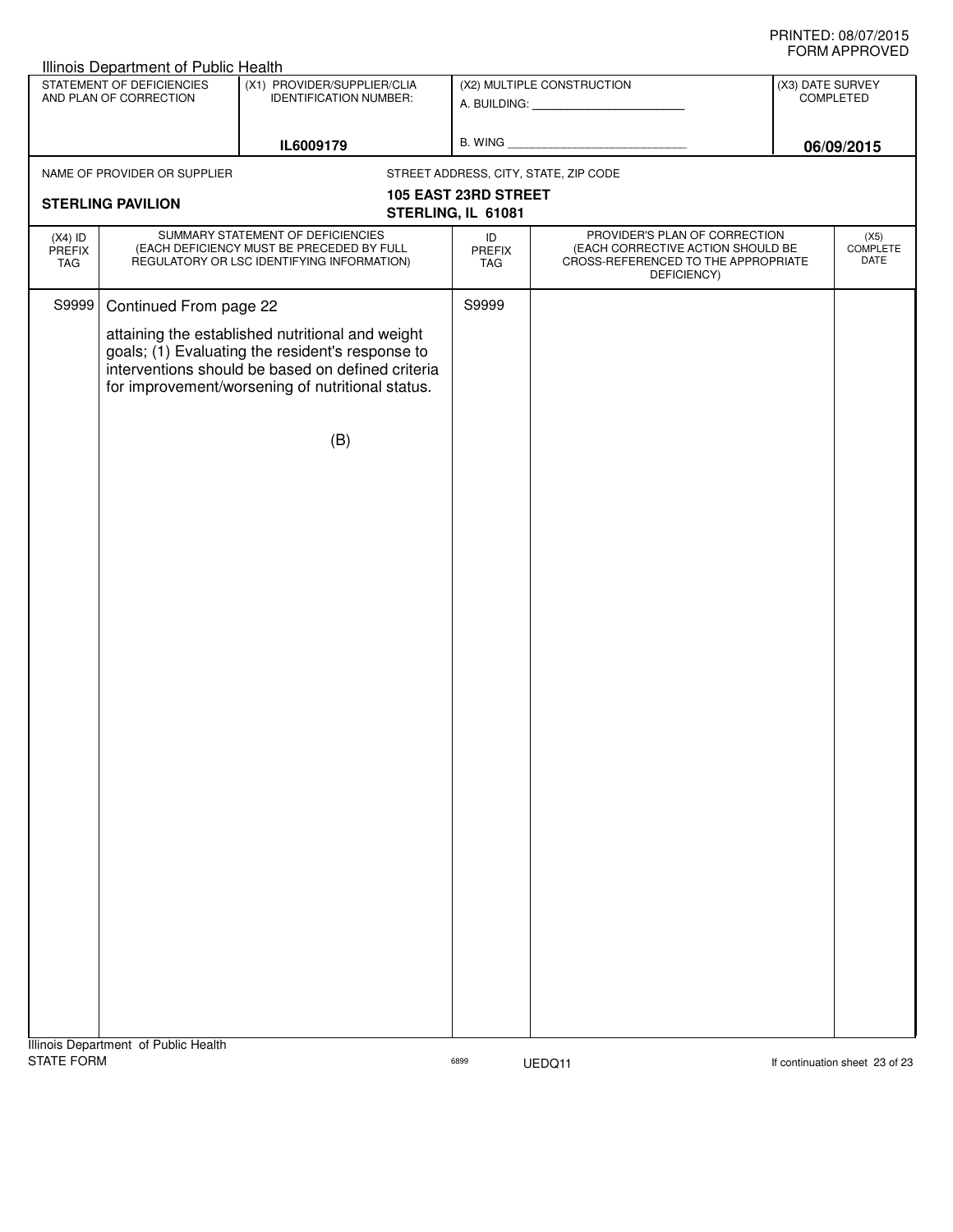Illinois Department of Public Health

| STATEMENT OF DEFICIENCIES AND PLAN OF CORRECTION | (X1) PROVIDER/SUPPLIER/CLIA IDENTIFICATION NUMBER: | (X2) MULTIPLE CONSTRUCTION | (X3) DATE SURVEY COMPLETED |
|---|---|---|---|
| | IL6009179 | A. BUILDING: ______ B. WING ______ | 06/09/2015 |

NAME OF PROVIDER OR SUPPLIER: **STERLING PAVILION**

STREET ADDRESS, CITY, STATE, ZIP CODE: **105 EAST 23RD STREET, STERLING, IL 61081**

| (X4) ID PREFIX TAG | SUMMARY STATEMENT OF DEFICIENCIES (EACH DEFICIENCY MUST BE PRECEDED BY FULL REGULATORY OR LSC IDENTIFYING INFORMATION) | ID PREFIX TAG | PROVIDER'S PLAN OF CORRECTION (EACH CORRECTIVE ACTION SHOULD BE CROSS-REFERENCED TO THE APPROPRIATE DEFICIENCY) | (X5) COMPLETE DATE |
|---|---|---|---|---|
| S9999 | Continued From page 22<br><br>attaining the established nutritional and weight goals; (1) Evaluating the resident's response to interventions should be based on defined criteria for improvement/worsening of nutritional status.<br><br>(B) | S9999 | | |

Illinois Department of Public Health
STATE FORM 6899 UEDQ11